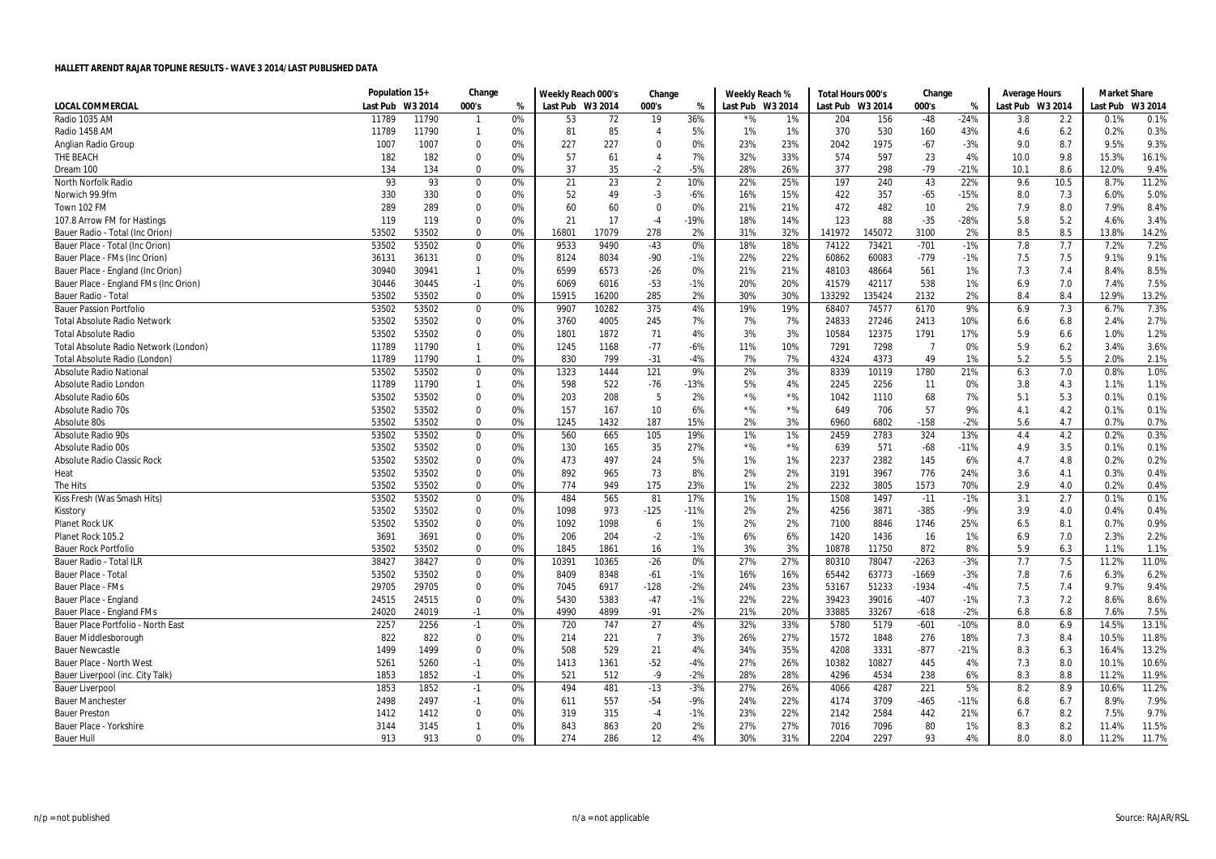## HALLETT ARENDT RAJAR TOPLINE RESULTS - WAVE 3 2014/LAST PUBLISHED DATA

| | Population 15+ | | Change | | Weekly Reach 000's | | Change | | Weekly Reach % | | Total Hours 000's | | Change | | Average Hours | | Market Share | |
|---|---|---|---|---|---|---|---|---|---|---|---|---|---|---|---|---|---|---|
| LOCAL COMMERCIAL | Last Pub | W3 2014 | 000's | % | Last Pub | W3 2014 | 000's | % | Last Pub | W3 2014 | Last Pub | W3 2014 | 000's | % | Last Pub | W3 2014 | Last Pub | W3 2014 |
| Radio 1035 AM | 11789 | 11790 | 1 | 0% | 53 | 72 | 19 | 36% | *% | 1% | 204 | 156 | -48 | -24% | 3.8 | 2.2 | 0.1% | 0.1% |
| Radio 1458 AM | 11789 | 11790 | 1 | 0% | 81 | 85 | 4 | 5% | 1% | 1% | 370 | 530 | 160 | 43% | 4.6 | 6.2 | 0.2% | 0.3% |
| Anglian Radio Group | 1007 | 1007 | 0 | 0% | 227 | 227 | 0 | 0% | 23% | 23% | 2042 | 1975 | -67 | -3% | 9.0 | 8.7 | 9.5% | 9.3% |
| THE BEACH | 182 | 182 | 0 | 0% | 57 | 61 | 4 | 7% | 32% | 33% | 574 | 597 | 23 | 4% | 10.0 | 9.8 | 15.3% | 16.1% |
| Dream 100 | 134 | 134 | 0 | 0% | 37 | 35 | -2 | -5% | 28% | 26% | 377 | 298 | -79 | -21% | 10.1 | 8.6 | 12.0% | 9.4% |
| North Norfolk Radio | 93 | 93 | 0 | 0% | 21 | 23 | 2 | 10% | 22% | 25% | 197 | 240 | 43 | 22% | 9.6 | 10.5 | 8.7% | 11.2% |
| Norwich 99.9fm | 330 | 330 | 0 | 0% | 52 | 49 | -3 | -6% | 16% | 15% | 422 | 357 | -65 | -15% | 8.0 | 7.3 | 6.0% | 5.0% |
| Town 102 FM | 289 | 289 | 0 | 0% | 60 | 60 | 0 | 0% | 21% | 21% | 472 | 482 | 10 | 2% | 7.9 | 8.0 | 7.9% | 8.4% |
| 107.8 Arrow FM for Hastings | 119 | 119 | 0 | 0% | 21 | 17 | -4 | -19% | 18% | 14% | 123 | 88 | -35 | -28% | 5.8 | 5.2 | 4.6% | 3.4% |
| Bauer Radio - Total (Inc Orion) | 53502 | 53502 | 0 | 0% | 16801 | 17079 | 278 | 2% | 31% | 32% | 141972 | 145072 | 3100 | 2% | 8.5 | 8.5 | 13.8% | 14.2% |
| Bauer Place - Total (Inc Orion) | 53502 | 53502 | 0 | 0% | 9533 | 9490 | -43 | 0% | 18% | 18% | 74122 | 73421 | -701 | -1% | 7.8 | 7.7 | 7.2% | 7.2% |
| Bauer Place - FMs (Inc Orion) | 36131 | 36131 | 0 | 0% | 8124 | 8034 | -90 | -1% | 22% | 22% | 60862 | 60083 | -779 | -1% | 7.5 | 7.5 | 9.1% | 9.1% |
| Bauer Place - England (Inc Orion) | 30940 | 30941 | 1 | 0% | 6599 | 6573 | -26 | 0% | 21% | 21% | 48103 | 48664 | 561 | 1% | 7.3 | 7.4 | 8.4% | 8.5% |
| Bauer Place - England FMs (Inc Orion) | 30446 | 30445 | -1 | 0% | 6069 | 6016 | -53 | -1% | 20% | 20% | 41579 | 42117 | 538 | 1% | 6.9 | 7.0 | 7.4% | 7.5% |
| Bauer Radio - Total | 53502 | 53502 | 0 | 0% | 15915 | 16200 | 285 | 2% | 30% | 30% | 133292 | 135424 | 2132 | 2% | 8.4 | 8.4 | 12.9% | 13.2% |
| Bauer Passion Portfolio | 53502 | 53502 | 0 | 0% | 9907 | 10282 | 375 | 4% | 19% | 19% | 68407 | 74577 | 6170 | 9% | 6.9 | 7.3 | 6.7% | 7.3% |
| Total Absolute Radio Network | 53502 | 53502 | 0 | 0% | 3760 | 4005 | 245 | 7% | 7% | 7% | 24833 | 27246 | 2413 | 10% | 6.6 | 6.8 | 2.4% | 2.7% |
| Total Absolute Radio | 53502 | 53502 | 0 | 0% | 1801 | 1872 | 71 | 4% | 3% | 3% | 10584 | 12375 | 1791 | 17% | 5.9 | 6.6 | 1.0% | 1.2% |
| Total Absolute Radio Network (London) | 11789 | 11790 | 1 | 0% | 1245 | 1168 | -77 | -6% | 11% | 10% | 7291 | 7298 | 7 | 0% | 5.9 | 6.2 | 3.4% | 3.6% |
| Total Absolute Radio (London) | 11789 | 11790 | 1 | 0% | 830 | 799 | -31 | -4% | 7% | 7% | 4324 | 4373 | 49 | 1% | 5.2 | 5.5 | 2.0% | 2.1% |
| Absolute Radio National | 53502 | 53502 | 0 | 0% | 1323 | 1444 | 121 | 9% | 2% | 3% | 8339 | 10119 | 1780 | 21% | 6.3 | 7.0 | 0.8% | 1.0% |
| Absolute Radio London | 11789 | 11790 | 1 | 0% | 598 | 522 | -76 | -13% | 5% | 4% | 2245 | 2256 | 11 | 0% | 3.8 | 4.3 | 1.1% | 1.1% |
| Absolute Radio 60s | 53502 | 53502 | 0 | 0% | 203 | 208 | 5 | 2% | *% | *% | 1042 | 1110 | 68 | 7% | 5.1 | 5.3 | 0.1% | 0.1% |
| Absolute Radio 70s | 53502 | 53502 | 0 | 0% | 157 | 167 | 10 | 6% | *% | *% | 649 | 706 | 57 | 9% | 4.1 | 4.2 | 0.1% | 0.1% |
| Absolute 80s | 53502 | 53502 | 0 | 0% | 1245 | 1432 | 187 | 15% | 2% | 3% | 6960 | 6802 | -158 | -2% | 5.6 | 4.7 | 0.7% | 0.7% |
| Absolute Radio 90s | 53502 | 53502 | 0 | 0% | 560 | 665 | 105 | 19% | 1% | 1% | 2459 | 2783 | 324 | 13% | 4.4 | 4.2 | 0.2% | 0.3% |
| Absolute Radio 00s | 53502 | 53502 | 0 | 0% | 130 | 165 | 35 | 27% | *% | *% | 639 | 571 | -68 | -11% | 4.9 | 3.5 | 0.1% | 0.1% |
| Absolute Radio Classic Rock | 53502 | 53502 | 0 | 0% | 473 | 497 | 24 | 5% | 1% | 1% | 2237 | 2382 | 145 | 6% | 4.7 | 4.8 | 0.2% | 0.2% |
| Heat | 53502 | 53502 | 0 | 0% | 892 | 965 | 73 | 8% | 2% | 2% | 3191 | 3967 | 776 | 24% | 3.6 | 4.1 | 0.3% | 0.4% |
| The Hits | 53502 | 53502 | 0 | 0% | 774 | 949 | 175 | 23% | 1% | 2% | 2232 | 3805 | 1573 | 70% | 2.9 | 4.0 | 0.2% | 0.4% |
| Kiss Fresh (Was Smash Hits) | 53502 | 53502 | 0 | 0% | 484 | 565 | 81 | 17% | 1% | 1% | 1508 | 1497 | -11 | -1% | 3.1 | 2.7 | 0.1% | 0.1% |
| Kisstory | 53502 | 53502 | 0 | 0% | 1098 | 973 | -125 | -11% | 2% | 2% | 4256 | 3871 | -385 | -9% | 3.9 | 4.0 | 0.4% | 0.4% |
| Planet Rock UK | 53502 | 53502 | 0 | 0% | 1092 | 1098 | 6 | 1% | 2% | 2% | 7100 | 8846 | 1746 | 25% | 6.5 | 8.1 | 0.7% | 0.9% |
| Planet Rock 105.2 | 3691 | 3691 | 0 | 0% | 206 | 204 | -2 | -1% | 6% | 6% | 1420 | 1436 | 16 | 1% | 6.9 | 7.0 | 2.3% | 2.2% |
| Bauer Rock Portfolio | 53502 | 53502 | 0 | 0% | 1845 | 1861 | 16 | 1% | 3% | 3% | 10878 | 11750 | 872 | 8% | 5.9 | 6.3 | 1.1% | 1.1% |
| Bauer Radio - Total ILR | 38427 | 38427 | 0 | 0% | 10391 | 10365 | -26 | 0% | 27% | 27% | 80310 | 78047 | -2263 | -3% | 7.7 | 7.5 | 11.2% | 11.0% |
| Bauer Place - Total | 53502 | 53502 | 0 | 0% | 8409 | 8348 | -61 | -1% | 16% | 16% | 65442 | 63773 | -1669 | -3% | 7.8 | 7.6 | 6.3% | 6.2% |
| Bauer Place - FMs | 29705 | 29705 | 0 | 0% | 7045 | 6917 | -128 | -2% | 24% | 23% | 53167 | 51233 | -1934 | -4% | 7.5 | 7.4 | 9.7% | 9.4% |
| Bauer Place - England | 24515 | 24515 | 0 | 0% | 5430 | 5383 | -47 | -1% | 22% | 22% | 39423 | 39016 | -407 | -1% | 7.3 | 7.2 | 8.6% | 8.6% |
| Bauer Place - England FMs | 24020 | 24019 | -1 | 0% | 4990 | 4899 | -91 | -2% | 21% | 20% | 33885 | 33267 | -618 | -2% | 6.8 | 6.8 | 7.6% | 7.5% |
| Bauer Place Portfolio - North East | 2257 | 2256 | -1 | 0% | 720 | 747 | 27 | 4% | 32% | 33% | 5780 | 5179 | -601 | -10% | 8.0 | 6.9 | 14.5% | 13.1% |
| Bauer Middlesborough | 822 | 822 | 0 | 0% | 214 | 221 | 7 | 3% | 26% | 27% | 1572 | 1848 | 276 | 18% | 7.3 | 8.4 | 10.5% | 11.8% |
| Bauer Newcastle | 1499 | 1499 | 0 | 0% | 508 | 529 | 21 | 4% | 34% | 35% | 4208 | 3331 | -877 | -21% | 8.3 | 6.3 | 16.4% | 13.2% |
| Bauer Place - North West | 5261 | 5260 | -1 | 0% | 1413 | 1361 | -52 | -4% | 27% | 26% | 10382 | 10827 | 445 | 4% | 7.3 | 8.0 | 10.1% | 10.6% |
| Bauer Liverpool (inc. City Talk) | 1853 | 1852 | -1 | 0% | 521 | 512 | -9 | -2% | 28% | 28% | 4296 | 4534 | 238 | 6% | 8.3 | 8.8 | 11.2% | 11.9% |
| Bauer Liverpool | 1853 | 1852 | -1 | 0% | 494 | 481 | -13 | -3% | 27% | 26% | 4066 | 4287 | 221 | 5% | 8.2 | 8.9 | 10.6% | 11.2% |
| Bauer Manchester | 2498 | 2497 | -1 | 0% | 611 | 557 | -54 | -9% | 24% | 22% | 4174 | 3709 | -465 | -11% | 6.8 | 6.7 | 8.9% | 7.9% |
| Bauer Preston | 1412 | 1412 | 0 | 0% | 319 | 315 | -4 | -1% | 23% | 22% | 2142 | 2584 | 442 | 21% | 6.7 | 8.2 | 7.5% | 9.7% |
| Bauer Place - Yorkshire | 3144 | 3145 | 1 | 0% | 843 | 863 | 20 | 2% | 27% | 27% | 7016 | 7096 | 80 | 1% | 8.3 | 8.2 | 11.4% | 11.5% |
| Bauer Hull | 913 | 913 | 0 | 0% | 274 | 286 | 12 | 4% | 30% | 31% | 2204 | 2297 | 93 | 4% | 8.0 | 8.0 | 11.2% | 11.7% |

n/p = not published n/a = not applicable Source: RAJAR/RSL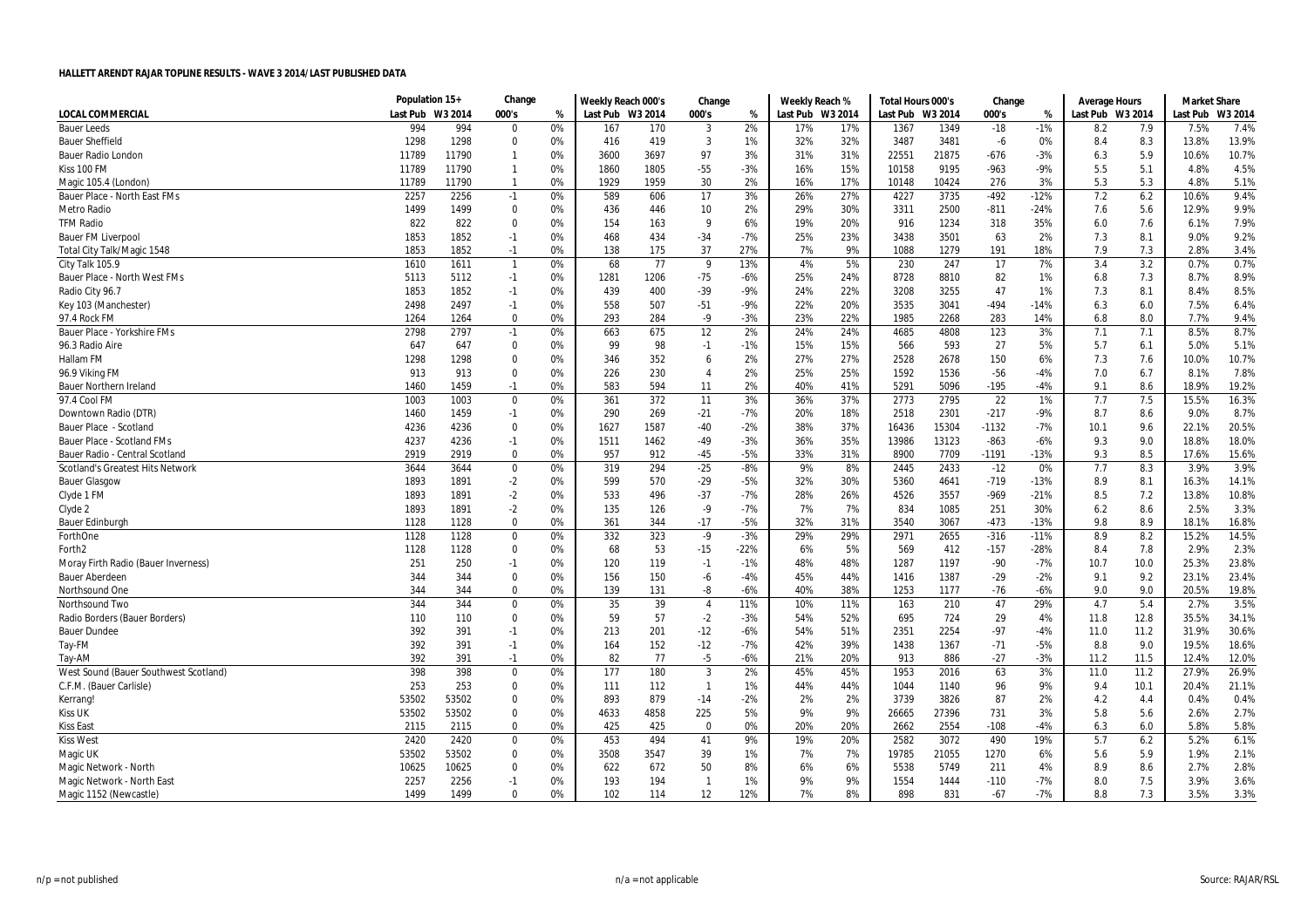**HALLETT ARENDT RAJAR TOPLINE RESULTS - WAVE 3 2014/LAST PUBLISHED DATA**

| | Population 15+ | | Change | | Weekly Reach 000's | | Change | | Weekly Reach % | | Total Hours 000's | | Change | | Average Hours | | Market Share | |
|---|---|---|---|---|---|---|---|---|---|---|---|---|---|---|---|---|---|---|
| **LOCAL COMMERCIAL** | Last Pub | W3 2014 | 000's | % | Last Pub | W3 2014 | 000's | % | Last Pub | W3 2014 | Last Pub | W3 2014 | 000's | % | Last Pub | W3 2014 | Last Pub | W3 2014 |
| Bauer Leeds | 994 | 994 | 0 | 0% | 167 | 170 | 3 | 2% | 17% | 17% | 1367 | 1349 | -18 | -1% | 8.2 | 7.9 | 7.5% | 7.4% |
| Bauer Sheffield | 1298 | 1298 | 0 | 0% | 416 | 419 | 3 | 1% | 32% | 32% | 3487 | 3481 | -6 | 0% | 8.4 | 8.3 | 13.8% | 13.9% |
| Bauer Radio London | 11789 | 11790 | 1 | 0% | 3600 | 3697 | 97 | 3% | 31% | 31% | 22551 | 21875 | -676 | -3% | 6.3 | 5.9 | 10.6% | 10.7% |
| Kiss 100 FM | 11789 | 11790 | 1 | 0% | 1860 | 1805 | -55 | -3% | 16% | 15% | 10158 | 9195 | -963 | -9% | 5.5 | 5.1 | 4.8% | 4.5% |
| Magic 105.4 (London) | 11789 | 11790 | 1 | 0% | 1929 | 1959 | 30 | 2% | 16% | 17% | 10148 | 10424 | 276 | 3% | 5.3 | 5.3 | 4.8% | 5.1% |
| Bauer Place - North East FMs | 2257 | 2256 | -1 | 0% | 589 | 606 | 17 | 3% | 26% | 27% | 4227 | 3735 | -492 | -12% | 7.2 | 6.2 | 10.6% | 9.4% |
| Metro Radio | 1499 | 1499 | 0 | 0% | 436 | 446 | 10 | 2% | 29% | 30% | 3311 | 2500 | -811 | -24% | 7.6 | 5.6 | 12.9% | 9.9% |
| TFM Radio | 822 | 822 | 0 | 0% | 154 | 163 | 9 | 6% | 19% | 20% | 916 | 1234 | 318 | 35% | 6.0 | 7.6 | 6.1% | 7.9% |
| Bauer FM Liverpool | 1853 | 1852 | -1 | 0% | 468 | 434 | -34 | -7% | 25% | 23% | 3438 | 3501 | 63 | 2% | 7.3 | 8.1 | 9.0% | 9.2% |
| Total City Talk/Magic 1548 | 1853 | 1852 | -1 | 0% | 138 | 175 | 37 | 27% | 7% | 9% | 1088 | 1279 | 191 | 18% | 7.9 | 7.3 | 2.8% | 3.4% |
| City Talk 105.9 | 1610 | 1611 | 1 | 0% | 68 | 77 | 9 | 13% | 4% | 5% | 230 | 247 | 17 | 7% | 3.4 | 3.2 | 0.7% | 0.7% |
| Bauer Place - North West FMs | 5113 | 5112 | -1 | 0% | 1281 | 1206 | -75 | -6% | 25% | 24% | 8728 | 8810 | 82 | 1% | 6.8 | 7.3 | 8.7% | 8.9% |
| Radio City 96.7 | 1853 | 1852 | -1 | 0% | 439 | 400 | -39 | -9% | 24% | 22% | 3208 | 3255 | 47 | 1% | 7.3 | 8.1 | 8.4% | 8.5% |
| Key 103 (Manchester) | 2498 | 2497 | -1 | 0% | 558 | 507 | -51 | -9% | 22% | 20% | 3535 | 3041 | -494 | -14% | 6.3 | 6.0 | 7.5% | 6.4% |
| 97.4 Rock FM | 1264 | 1264 | 0 | 0% | 293 | 284 | -9 | -3% | 23% | 22% | 1985 | 2268 | 283 | 14% | 6.8 | 8.0 | 7.7% | 9.4% |
| Bauer Place - Yorkshire FMs | 2798 | 2797 | -1 | 0% | 663 | 675 | 12 | 2% | 24% | 24% | 4685 | 4808 | 123 | 3% | 7.1 | 7.1 | 8.5% | 8.7% |
| 96.3 Radio Aire | 647 | 647 | 0 | 0% | 99 | 98 | -1 | -1% | 15% | 15% | 566 | 593 | 27 | 5% | 5.7 | 6.1 | 5.0% | 5.1% |
| Hallam FM | 1298 | 1298 | 0 | 0% | 346 | 352 | 6 | 2% | 27% | 27% | 2528 | 2678 | 150 | 6% | 7.3 | 7.6 | 10.0% | 10.7% |
| 96.9 Viking FM | 913 | 913 | 0 | 0% | 226 | 230 | 4 | 2% | 25% | 25% | 1592 | 1536 | -56 | -4% | 7.0 | 6.7 | 8.1% | 7.8% |
| Bauer Northern Ireland | 1460 | 1459 | -1 | 0% | 583 | 594 | 11 | 2% | 40% | 41% | 5291 | 5096 | -195 | -4% | 9.1 | 8.6 | 18.9% | 19.2% |
| 97.4 Cool FM | 1003 | 1003 | 0 | 0% | 361 | 372 | 11 | 3% | 36% | 37% | 2773 | 2795 | 22 | 1% | 7.7 | 7.5 | 15.5% | 16.3% |
| Downtown Radio (DTR) | 1460 | 1459 | -1 | 0% | 290 | 269 | -21 | -7% | 20% | 18% | 2518 | 2301 | -217 | -9% | 8.7 | 8.6 | 9.0% | 8.7% |
| Bauer Place - Scotland | 4236 | 4236 | 0 | 0% | 1627 | 1587 | -40 | -2% | 38% | 37% | 16436 | 15304 | -1132 | -7% | 10.1 | 9.6 | 22.1% | 20.5% |
| Bauer Place - Scotland FMs | 4237 | 4236 | -1 | 0% | 1511 | 1462 | -49 | -3% | 36% | 35% | 13986 | 13123 | -863 | -6% | 9.3 | 9.0 | 18.8% | 18.0% |
| Bauer Radio - Central Scotland | 2919 | 2919 | 0 | 0% | 957 | 912 | -45 | -5% | 33% | 31% | 8900 | 7709 | -1191 | -13% | 9.3 | 8.5 | 17.6% | 15.6% |
| Scotland's Greatest Hits Network | 3644 | 3644 | 0 | 0% | 319 | 294 | -25 | -8% | 9% | 8% | 2445 | 2433 | -12 | 0% | 7.7 | 8.3 | 3.9% | 3.9% |
| Bauer Glasgow | 1893 | 1891 | -2 | 0% | 599 | 570 | -29 | -5% | 32% | 30% | 5360 | 4641 | -719 | -13% | 8.9 | 8.1 | 16.3% | 14.1% |
| Clyde 1 FM | 1893 | 1891 | -2 | 0% | 533 | 496 | -37 | -7% | 28% | 26% | 4526 | 3557 | -969 | -21% | 8.5 | 7.2 | 13.8% | 10.8% |
| Clyde 2 | 1893 | 1891 | -2 | 0% | 135 | 126 | -9 | -7% | 7% | 7% | 834 | 1085 | 251 | 30% | 6.2 | 8.6 | 2.5% | 3.3% |
| Bauer Edinburgh | 1128 | 1128 | 0 | 0% | 361 | 344 | -17 | -5% | 32% | 31% | 3540 | 3067 | -473 | -13% | 9.8 | 8.9 | 18.1% | 16.8% |
| ForthOne | 1128 | 1128 | 0 | 0% | 332 | 323 | -9 | -3% | 29% | 29% | 2971 | 2655 | -316 | -11% | 8.9 | 8.2 | 15.2% | 14.5% |
| Forth2 | 1128 | 1128 | 0 | 0% | 68 | 53 | -15 | -22% | 6% | 5% | 569 | 412 | -157 | -28% | 8.4 | 7.8 | 2.9% | 2.3% |
| Moray Firth Radio (Bauer Inverness) | 251 | 250 | -1 | 0% | 120 | 119 | -1 | -1% | 48% | 48% | 1287 | 1197 | -90 | -7% | 10.7 | 10.0 | 25.3% | 23.8% |
| Bauer Aberdeen | 344 | 344 | 0 | 0% | 156 | 150 | -6 | -4% | 45% | 44% | 1416 | 1387 | -29 | -2% | 9.1 | 9.2 | 23.1% | 23.4% |
| Northsound One | 344 | 344 | 0 | 0% | 139 | 131 | -8 | -6% | 40% | 38% | 1253 | 1177 | -76 | -6% | 9.0 | 9.0 | 20.5% | 19.8% |
| Northsound Two | 344 | 344 | 0 | 0% | 35 | 39 | 4 | 11% | 10% | 11% | 163 | 210 | 47 | 29% | 4.7 | 5.4 | 2.7% | 3.5% |
| Radio Borders (Bauer Borders) | 110 | 110 | 0 | 0% | 59 | 57 | -2 | -3% | 54% | 52% | 695 | 724 | 29 | 4% | 11.8 | 12.8 | 35.5% | 34.1% |
| Bauer Dundee | 392 | 391 | -1 | 0% | 213 | 201 | -12 | -6% | 54% | 51% | 2351 | 2254 | -97 | -4% | 11.0 | 11.2 | 31.9% | 30.6% |
| Tay-FM | 392 | 391 | -1 | 0% | 164 | 152 | -12 | -7% | 42% | 39% | 1438 | 1367 | -71 | -5% | 8.8 | 9.0 | 19.5% | 18.6% |
| Tay-AM | 392 | 391 | -1 | 0% | 82 | 77 | -5 | -6% | 21% | 20% | 913 | 886 | -27 | -3% | 11.2 | 11.5 | 12.4% | 12.0% |
| West Sound (Bauer Southwest Scotland) | 398 | 398 | 0 | 0% | 177 | 180 | 3 | 2% | 45% | 45% | 1953 | 2016 | 63 | 3% | 11.0 | 11.2 | 27.9% | 26.9% |
| C.F.M. (Bauer Carlisle) | 253 | 253 | 0 | 0% | 111 | 112 | 1 | 1% | 44% | 44% | 1044 | 1140 | 96 | 9% | 9.4 | 10.1 | 20.4% | 21.1% |
| Kerrang! | 53502 | 53502 | 0 | 0% | 893 | 879 | -14 | -2% | 2% | 2% | 3739 | 3826 | 87 | 2% | 4.2 | 4.4 | 0.4% | 0.4% |
| Kiss UK | 53502 | 53502 | 0 | 0% | 4633 | 4858 | 225 | 5% | 9% | 9% | 26665 | 27396 | 731 | 3% | 5.8 | 5.6 | 2.6% | 2.7% |
| Kiss East | 2115 | 2115 | 0 | 0% | 425 | 425 | 0 | 0% | 20% | 20% | 2662 | 2554 | -108 | -4% | 6.3 | 6.0 | 5.8% | 5.8% |
| Kiss West | 2420 | 2420 | 0 | 0% | 453 | 494 | 41 | 9% | 19% | 20% | 2582 | 3072 | 490 | 19% | 5.7 | 6.2 | 5.2% | 6.1% |
| Magic UK | 53502 | 53502 | 0 | 0% | 3508 | 3547 | 39 | 1% | 7% | 7% | 19785 | 21055 | 1270 | 6% | 5.6 | 5.9 | 1.9% | 2.1% |
| Magic Network - North | 10625 | 10625 | 0 | 0% | 622 | 672 | 50 | 8% | 6% | 6% | 5538 | 5749 | 211 | 4% | 8.9 | 8.6 | 2.7% | 2.8% |
| Magic Network - North East | 2257 | 2256 | -1 | 0% | 193 | 194 | 1 | 1% | 9% | 9% | 1554 | 1444 | -110 | -7% | 8.0 | 7.5 | 3.9% | 3.6% |
| Magic 1152 (Newcastle) | 1499 | 1499 | 0 | 0% | 102 | 114 | 12 | 12% | 7% | 8% | 898 | 831 | -67 | -7% | 8.8 | 7.3 | 3.5% | 3.3% |

n/p = not published n/a = not applicable Source: RAJAR/RSL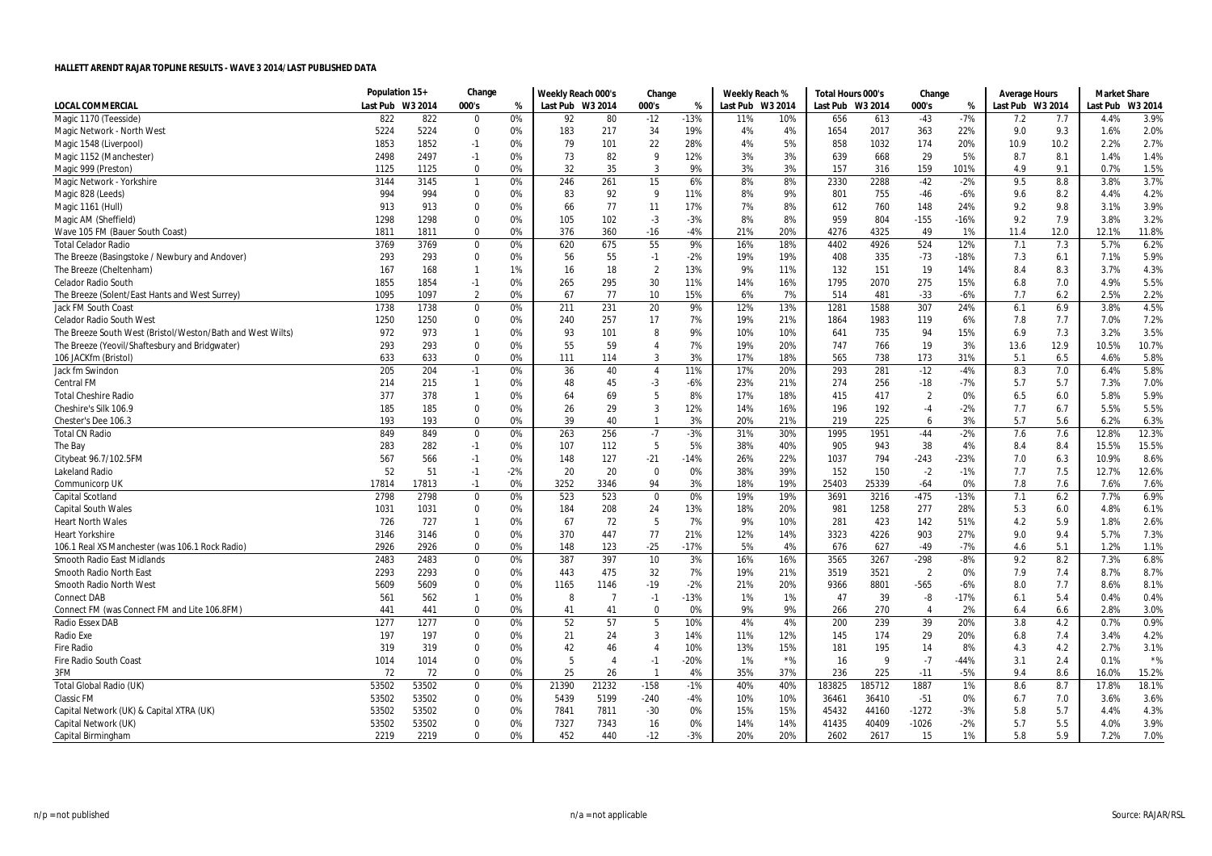# HALLETT ARENDT RAJAR TOPLINE RESULTS - WAVE 3 2014/LAST PUBLISHED DATA

| | Population 15+ | | Change | | Weekly Reach 000's | | Change | | Weekly Reach % | | Total Hours 000's | | Change | | Average Hours | | Market Share | |
|---|---|---|---|---|---|---|---|---|---|---|---|---|---|---|---|---|---|---|
| LOCAL COMMERCIAL | Last Pub | W3 2014 | 000's | % | Last Pub | W3 2014 | 000's | % | Last Pub | W3 2014 | Last Pub | W3 2014 | 000's | % | Last Pub | W3 2014 | Last Pub | W3 2014 |
| Magic 1170 (Teesside) | 822 | 822 | 0 | 0% | 92 | 80 | -12 | -13% | 11% | 10% | 656 | 613 | -43 | -7% | 7.2 | 7.7 | 4.4% | 3.9% |
| Magic Network - North West | 5224 | 5224 | 0 | 0% | 183 | 217 | 34 | 19% | 4% | 4% | 1654 | 2017 | 363 | 22% | 9.0 | 9.3 | 1.6% | 2.0% |
| Magic 1548 (Liverpool) | 1853 | 1852 | -1 | 0% | 79 | 101 | 22 | 28% | 4% | 5% | 858 | 1032 | 174 | 20% | 10.9 | 10.2 | 2.2% | 2.7% |
| Magic 1152 (Manchester) | 2498 | 2497 | -1 | 0% | 73 | 82 | 9 | 12% | 3% | 3% | 639 | 668 | 29 | 5% | 8.7 | 8.1 | 1.4% | 1.4% |
| Magic 999 (Preston) | 1125 | 1125 | 0 | 0% | 32 | 35 | 3 | 9% | 3% | 3% | 157 | 316 | 159 | 101% | 4.9 | 9.1 | 0.7% | 1.5% |
| Magic Network - Yorkshire | 3144 | 3145 | 1 | 0% | 246 | 261 | 15 | 6% | 8% | 8% | 2330 | 2288 | -42 | -2% | 9.5 | 8.8 | 3.8% | 3.7% |
| Magic 828 (Leeds) | 994 | 994 | 0 | 0% | 83 | 92 | 9 | 11% | 8% | 9% | 801 | 755 | -46 | -6% | 9.6 | 8.2 | 4.4% | 4.2% |
| Magic 1161 (Hull) | 913 | 913 | 0 | 0% | 66 | 77 | 11 | 17% | 7% | 8% | 612 | 760 | 148 | 24% | 9.2 | 9.8 | 3.1% | 3.9% |
| Magic AM (Sheffield) | 1298 | 1298 | 0 | 0% | 105 | 102 | -3 | -3% | 8% | 8% | 959 | 804 | -155 | -16% | 9.2 | 7.9 | 3.8% | 3.2% |
| Wave 105 FM (Bauer South Coast) | 1811 | 1811 | 0 | 0% | 376 | 360 | -16 | -4% | 21% | 20% | 4276 | 4325 | 49 | 1% | 11.4 | 12.0 | 12.1% | 11.8% |
| Total Celador Radio | 3769 | 3769 | 0 | 0% | 620 | 675 | 55 | 9% | 16% | 18% | 4402 | 4926 | 524 | 12% | 7.1 | 7.3 | 5.7% | 6.2% |
| The Breeze (Basingstoke / Newbury and Andover) | 293 | 293 | 0 | 0% | 56 | 55 | -1 | -2% | 19% | 19% | 408 | 335 | -73 | -18% | 7.3 | 6.1 | 7.1% | 5.9% |
| The Breeze (Cheltenham) | 167 | 168 | 1 | 1% | 16 | 18 | 2 | 13% | 9% | 11% | 132 | 151 | 19 | 14% | 8.4 | 8.3 | 3.7% | 4.3% |
| Celador Radio South | 1855 | 1854 | -1 | 0% | 265 | 295 | 30 | 11% | 14% | 16% | 1795 | 2070 | 275 | 15% | 6.8 | 7.0 | 4.9% | 5.5% |
| The Breeze (Solent/East Hants and West Surrey) | 1095 | 1097 | 2 | 0% | 67 | 77 | 10 | 15% | 6% | 7% | 514 | 481 | -33 | -6% | 7.7 | 6.2 | 2.5% | 2.2% |
| Jack FM South Coast | 1738 | 1738 | 0 | 0% | 211 | 231 | 20 | 9% | 12% | 13% | 1281 | 1588 | 307 | 24% | 6.1 | 6.9 | 3.8% | 4.5% |
| Celador Radio South West | 1250 | 1250 | 0 | 0% | 240 | 257 | 17 | 7% | 19% | 21% | 1864 | 1983 | 119 | 6% | 7.8 | 7.7 | 7.0% | 7.2% |
| The Breeze South West (Bristol/Weston/Bath and West Wilts) | 972 | 973 | 1 | 0% | 93 | 101 | 8 | 9% | 10% | 10% | 641 | 735 | 94 | 15% | 6.9 | 7.3 | 3.2% | 3.5% |
| The Breeze (Yeovil/Shaftesbury and Bridgwater) | 293 | 293 | 0 | 0% | 55 | 59 | 4 | 7% | 19% | 20% | 747 | 766 | 19 | 3% | 13.6 | 12.9 | 10.5% | 10.7% |
| 106 JACKfm (Bristol) | 633 | 633 | 0 | 0% | 111 | 114 | 3 | 3% | 17% | 18% | 565 | 738 | 173 | 31% | 5.1 | 6.5 | 4.6% | 5.8% |
| Jack fm Swindon | 205 | 204 | -1 | 0% | 36 | 40 | 4 | 11% | 17% | 20% | 293 | 281 | -12 | -4% | 8.3 | 7.0 | 6.4% | 5.8% |
| Central FM | 214 | 215 | 1 | 0% | 48 | 45 | -3 | -6% | 23% | 21% | 274 | 256 | -18 | -7% | 5.7 | 5.7 | 7.3% | 7.0% |
| Total Cheshire Radio | 377 | 378 | 1 | 0% | 64 | 69 | 5 | 8% | 17% | 18% | 415 | 417 | 2 | 0% | 6.5 | 6.0 | 5.8% | 5.9% |
| Cheshire's Silk 106.9 | 185 | 185 | 0 | 0% | 26 | 29 | 3 | 12% | 14% | 16% | 196 | 192 | -4 | -2% | 7.7 | 6.7 | 5.5% | 5.5% |
| Chester's Dee 106.3 | 193 | 193 | 0 | 0% | 39 | 40 | 1 | 3% | 20% | 21% | 219 | 225 | 6 | 3% | 5.7 | 5.6 | 6.2% | 6.3% |
| Total CN Radio | 849 | 849 | 0 | 0% | 263 | 256 | -7 | -3% | 31% | 30% | 1995 | 1951 | -44 | -2% | 7.6 | 7.6 | 12.8% | 12.3% |
| The Bay | 283 | 282 | -1 | 0% | 107 | 112 | 5 | 5% | 38% | 40% | 905 | 943 | 38 | 4% | 8.4 | 8.4 | 15.5% | 15.5% |
| Citybeat 96.7/102.5FM | 567 | 566 | -1 | 0% | 148 | 127 | -21 | -14% | 26% | 22% | 1037 | 794 | -243 | -23% | 7.0 | 6.3 | 10.9% | 8.6% |
| Lakeland Radio | 52 | 51 | -1 | -2% | 20 | 20 | 0 | 0% | 38% | 39% | 152 | 150 | -2 | -1% | 7.7 | 7.5 | 12.7% | 12.6% |
| Communicorp UK | 17814 | 17813 | -1 | 0% | 3252 | 3346 | 94 | 3% | 18% | 19% | 25403 | 25339 | -64 | 0% | 7.8 | 7.6 | 7.6% | 7.6% |
| Capital Scotland | 2798 | 2798 | 0 | 0% | 523 | 523 | 0 | 0% | 19% | 19% | 3691 | 3216 | -475 | -13% | 7.1 | 6.2 | 7.7% | 6.9% |
| Capital South Wales | 1031 | 1031 | 0 | 0% | 184 | 208 | 24 | 13% | 18% | 20% | 981 | 1258 | 277 | 28% | 5.3 | 6.0 | 4.8% | 6.1% |
| Heart North Wales | 726 | 727 | 1 | 0% | 67 | 72 | 5 | 7% | 9% | 10% | 281 | 423 | 142 | 51% | 4.2 | 5.9 | 1.8% | 2.6% |
| Heart Yorkshire | 3146 | 3146 | 0 | 0% | 370 | 447 | 77 | 21% | 12% | 14% | 3323 | 4226 | 903 | 27% | 9.0 | 9.4 | 5.7% | 7.3% |
| 106.1 Real XS Manchester (was 106.1 Rock Radio) | 2926 | 2926 | 0 | 0% | 148 | 123 | -25 | -17% | 5% | 4% | 676 | 627 | -49 | -7% | 4.6 | 5.1 | 1.2% | 1.1% |
| Smooth Radio East Midlands | 2483 | 2483 | 0 | 0% | 387 | 397 | 10 | 3% | 16% | 16% | 3565 | 3267 | -298 | -8% | 9.2 | 8.2 | 7.3% | 6.8% |
| Smooth Radio North East | 2293 | 2293 | 0 | 0% | 443 | 475 | 32 | 7% | 19% | 21% | 3519 | 3521 | 2 | 0% | 7.9 | 7.4 | 8.7% | 8.7% |
| Smooth Radio North West | 5609 | 5609 | 0 | 0% | 1165 | 1146 | -19 | -2% | 21% | 20% | 9366 | 8801 | -565 | -6% | 8.0 | 7.7 | 8.6% | 8.1% |
| Connect DAB | 561 | 562 | 1 | 0% | 8 | 7 | -1 | -13% | 1% | 1% | 47 | 39 | -8 | -17% | 6.1 | 5.4 | 0.4% | 0.4% |
| Connect FM (was Connect FM and Lite 106.8FM) | 441 | 441 | 0 | 0% | 41 | 41 | 0 | 0% | 9% | 9% | 266 | 270 | 4 | 2% | 6.4 | 6.6 | 2.8% | 3.0% |
| Radio Essex DAB | 1277 | 1277 | 0 | 0% | 52 | 57 | 5 | 10% | 4% | 4% | 200 | 239 | 39 | 20% | 3.8 | 4.2 | 0.7% | 0.9% |
| Radio Exe | 197 | 197 | 0 | 0% | 21 | 24 | 3 | 14% | 11% | 12% | 145 | 174 | 29 | 20% | 6.8 | 7.4 | 3.4% | 4.2% |
| Fire Radio | 319 | 319 | 0 | 0% | 42 | 46 | 4 | 10% | 13% | 15% | 181 | 195 | 14 | 8% | 4.3 | 4.2 | 2.7% | 3.1% |
| Fire Radio South Coast | 1014 | 1014 | 0 | 0% | 5 | 4 | -1 | -20% | 1% | *% | 16 | 9 | -7 | -44% | 3.1 | 2.4 | 0.1% | *% |
| 3FM | 72 | 72 | 0 | 0% | 25 | 26 | 1 | 4% | 35% | 37% | 236 | 225 | -11 | -5% | 9.4 | 8.6 | 16.0% | 15.2% |
| Total Global Radio (UK) | 53502 | 53502 | 0 | 0% | 21390 | 21232 | -158 | -1% | 40% | 40% | 183825 | 185712 | 1887 | 1% | 8.6 | 8.7 | 17.8% | 18.1% |
| Classic FM | 53502 | 53502 | 0 | 0% | 5439 | 5199 | -240 | -4% | 10% | 10% | 36461 | 36410 | -51 | 0% | 6.7 | 7.0 | 3.6% | 3.6% |
| Capital Network (UK) & Capital XTRA (UK) | 53502 | 53502 | 0 | 0% | 7841 | 7811 | -30 | 0% | 15% | 15% | 45432 | 44160 | -1272 | -3% | 5.8 | 5.7 | 4.4% | 4.3% |
| Capital Network (UK) | 53502 | 53502 | 0 | 0% | 7327 | 7343 | 16 | 0% | 14% | 14% | 41435 | 40409 | -1026 | -2% | 5.7 | 5.5 | 4.0% | 3.9% |
| Capital Birmingham | 2219 | 2219 | 0 | 0% | 452 | 440 | -12 | -3% | 20% | 20% | 2602 | 2617 | 15 | 1% | 5.8 | 5.9 | 7.2% | 7.0% |

n/p = not published n/a = not applicable Source: RAJAR/RSL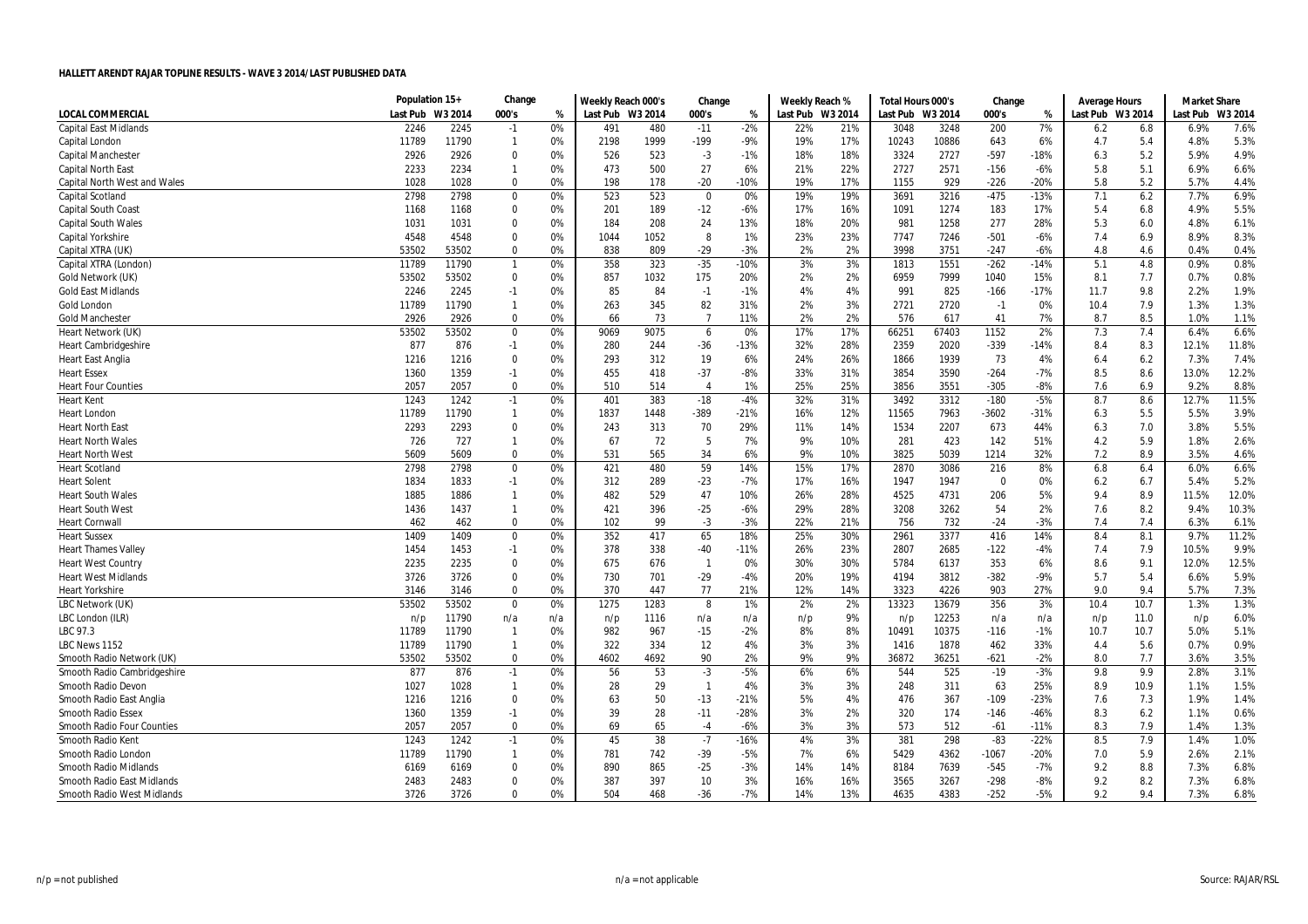**HALLETT ARENDT RAJAR TOPLINE RESULTS - WAVE 3 2014/LAST PUBLISHED DATA**

| | Population 15+ | | Change | | Weekly Reach 000's | | Change | | Weekly Reach % | | Total Hours 000's | | Change | | Average Hours | | Market Share | |
|---|---|---|---|---|---|---|---|---|---|---|---|---|---|---|---|---|---|---|
| LOCAL COMMERCIAL | Last Pub | W3 2014 | 000's | % | Last Pub | W3 2014 | 000's | % | Last Pub | W3 2014 | Last Pub | W3 2014 | 000's | % | Last Pub | W3 2014 | Last Pub | W3 2014 |
| Capital East Midlands | 2246 | 2245 | -1 | 0% | 491 | 480 | -11 | -2% | 22% | 21% | 3048 | 3248 | 200 | 7% | 6.2 | 6.8 | 6.9% | 7.6% |
| Capital London | 11789 | 11790 | 1 | 0% | 2198 | 1999 | -199 | -9% | 19% | 17% | 10243 | 10886 | 643 | 6% | 4.7 | 5.4 | 4.8% | 5.3% |
| Capital Manchester | 2926 | 2926 | 0 | 0% | 526 | 523 | -3 | -1% | 18% | 18% | 3324 | 2727 | -597 | -18% | 6.3 | 5.2 | 5.9% | 4.9% |
| Capital North East | 2233 | 2234 | 1 | 0% | 473 | 500 | 27 | 6% | 21% | 22% | 2727 | 2571 | -156 | -6% | 5.8 | 5.1 | 6.9% | 6.6% |
| Capital North West and Wales | 1028 | 1028 | 0 | 0% | 198 | 178 | -20 | -10% | 19% | 17% | 1155 | 929 | -226 | -20% | 5.8 | 5.2 | 5.7% | 4.4% |
| Capital Scotland | 2798 | 2798 | 0 | 0% | 523 | 523 | 0 | 0% | 19% | 19% | 3691 | 3216 | -475 | -13% | 7.1 | 6.2 | 7.7% | 6.9% |
| Capital South Coast | 1168 | 1168 | 0 | 0% | 201 | 189 | -12 | -6% | 17% | 16% | 1091 | 1274 | 183 | 17% | 5.4 | 6.8 | 4.9% | 5.5% |
| Capital South Wales | 1031 | 1031 | 0 | 0% | 184 | 208 | 24 | 13% | 18% | 20% | 981 | 1258 | 277 | 28% | 5.3 | 6.0 | 4.8% | 6.1% |
| Capital Yorkshire | 4548 | 4548 | 0 | 0% | 1044 | 1052 | 8 | 1% | 23% | 23% | 7747 | 7246 | -501 | -6% | 7.4 | 6.9 | 8.9% | 8.3% |
| Capital XTRA (UK) | 53502 | 53502 | 0 | 0% | 838 | 809 | -29 | -3% | 2% | 2% | 3998 | 3751 | -247 | -6% | 4.8 | 4.6 | 0.4% | 0.4% |
| Capital XTRA (London) | 11789 | 11790 | 1 | 0% | 358 | 323 | -35 | -10% | 3% | 3% | 1813 | 1551 | -262 | -14% | 5.1 | 4.8 | 0.9% | 0.8% |
| Gold Network (UK) | 53502 | 53502 | 0 | 0% | 857 | 1032 | 175 | 20% | 2% | 2% | 6959 | 7999 | 1040 | 15% | 8.1 | 7.7 | 0.7% | 0.8% |
| Gold East Midlands | 2246 | 2245 | -1 | 0% | 85 | 84 | -1 | -1% | 4% | 4% | 991 | 825 | -166 | -17% | 11.7 | 9.8 | 2.2% | 1.9% |
| Gold London | 11789 | 11790 | 1 | 0% | 263 | 345 | 82 | 31% | 2% | 3% | 2721 | 2720 | -1 | 0% | 10.4 | 7.9 | 1.3% | 1.3% |
| Gold Manchester | 2926 | 2926 | 0 | 0% | 66 | 73 | 7 | 11% | 2% | 2% | 576 | 617 | 41 | 7% | 8.7 | 8.5 | 1.0% | 1.1% |
| Heart Network (UK) | 53502 | 53502 | 0 | 0% | 9069 | 9075 | 6 | 0% | 17% | 17% | 66251 | 67403 | 1152 | 2% | 7.3 | 7.4 | 6.4% | 6.6% |
| Heart Cambridgeshire | 877 | 876 | -1 | 0% | 280 | 244 | -36 | -13% | 32% | 28% | 2359 | 2020 | -339 | -14% | 8.4 | 8.3 | 12.1% | 11.8% |
| Heart East Anglia | 1216 | 1216 | 0 | 0% | 293 | 312 | 19 | 6% | 24% | 26% | 1866 | 1939 | 73 | 4% | 6.4 | 6.2 | 7.3% | 7.4% |
| Heart Essex | 1360 | 1359 | -1 | 0% | 455 | 418 | -37 | -8% | 33% | 31% | 3854 | 3590 | -264 | -7% | 8.5 | 8.6 | 13.0% | 12.2% |
| Heart Four Counties | 2057 | 2057 | 0 | 0% | 510 | 514 | 4 | 1% | 25% | 25% | 3856 | 3551 | -305 | -8% | 7.6 | 6.9 | 9.2% | 8.8% |
| Heart Kent | 1243 | 1242 | -1 | 0% | 401 | 383 | -18 | -4% | 32% | 31% | 3492 | 3312 | -180 | -5% | 8.7 | 8.6 | 12.7% | 11.5% |
| Heart London | 11789 | 11790 | 1 | 0% | 1837 | 1448 | -389 | -21% | 16% | 12% | 11565 | 7963 | -3602 | -31% | 6.3 | 5.5 | 5.5% | 3.9% |
| Heart North East | 2293 | 2293 | 0 | 0% | 243 | 313 | 70 | 29% | 11% | 14% | 1534 | 2207 | 673 | 44% | 6.3 | 7.0 | 3.8% | 5.5% |
| Heart North Wales | 726 | 727 | 1 | 0% | 67 | 72 | 5 | 7% | 9% | 10% | 281 | 423 | 142 | 51% | 4.2 | 5.9 | 1.8% | 2.6% |
| Heart North West | 5609 | 5609 | 0 | 0% | 531 | 565 | 34 | 6% | 9% | 10% | 3825 | 5039 | 1214 | 32% | 7.2 | 8.9 | 3.5% | 4.6% |
| Heart Scotland | 2798 | 2798 | 0 | 0% | 421 | 480 | 59 | 14% | 15% | 17% | 2870 | 3086 | 216 | 8% | 6.8 | 6.4 | 6.0% | 6.6% |
| Heart Solent | 1834 | 1833 | -1 | 0% | 312 | 289 | -23 | -7% | 17% | 16% | 1947 | 1947 | 0 | 0% | 6.2 | 6.7 | 5.4% | 5.2% |
| Heart South Wales | 1885 | 1886 | 1 | 0% | 482 | 529 | 47 | 10% | 26% | 28% | 4525 | 4731 | 206 | 5% | 9.4 | 8.9 | 11.5% | 12.0% |
| Heart South West | 1436 | 1437 | 1 | 0% | 421 | 396 | -25 | -6% | 29% | 28% | 3208 | 3262 | 54 | 2% | 7.6 | 8.2 | 9.4% | 10.3% |
| Heart Cornwall | 462 | 462 | 0 | 0% | 102 | 99 | -3 | -3% | 22% | 21% | 756 | 732 | -24 | -3% | 7.4 | 7.4 | 6.3% | 6.1% |
| Heart Sussex | 1409 | 1409 | 0 | 0% | 352 | 417 | 65 | 18% | 25% | 30% | 2961 | 3377 | 416 | 14% | 8.4 | 8.1 | 9.7% | 11.2% |
| Heart Thames Valley | 1454 | 1453 | -1 | 0% | 378 | 338 | -40 | -11% | 26% | 23% | 2807 | 2685 | -122 | -4% | 7.4 | 7.9 | 10.5% | 9.9% |
| Heart West Country | 2235 | 2235 | 0 | 0% | 675 | 676 | 1 | 0% | 30% | 30% | 5784 | 6137 | 353 | 6% | 8.6 | 9.1 | 12.0% | 12.5% |
| Heart West Midlands | 3726 | 3726 | 0 | 0% | 730 | 701 | -29 | -4% | 20% | 19% | 4194 | 3812 | -382 | -9% | 5.7 | 5.4 | 6.6% | 5.9% |
| Heart Yorkshire | 3146 | 3146 | 0 | 0% | 370 | 447 | 77 | 21% | 12% | 14% | 3323 | 4226 | 903 | 27% | 9.0 | 9.4 | 5.7% | 7.3% |
| LBC Network (UK) | 53502 | 53502 | 0 | 0% | 1275 | 1283 | 8 | 1% | 2% | 2% | 13323 | 13679 | 356 | 3% | 10.4 | 10.7 | 1.3% | 1.3% |
| LBC London (ILR) | n/p | 11790 | n/a | n/a | n/p | 1116 | n/a | n/a | n/p | 9% | n/p | 12253 | n/a | n/a | n/p | 11.0 | n/p | 6.0% |
| LBC 97.3 | 11789 | 11790 | 1 | 0% | 982 | 967 | -15 | -2% | 8% | 8% | 10491 | 10375 | -116 | -1% | 10.7 | 10.7 | 5.0% | 5.1% |
| LBC News 1152 | 11789 | 11790 | 1 | 0% | 322 | 334 | 12 | 4% | 3% | 3% | 1416 | 1878 | 462 | 33% | 4.4 | 5.6 | 0.7% | 0.9% |
| Smooth Radio Network (UK) | 53502 | 53502 | 0 | 0% | 4602 | 4692 | 90 | 2% | 9% | 9% | 36872 | 36251 | -621 | -2% | 8.0 | 7.7 | 3.6% | 3.5% |
| Smooth Radio Cambridgeshire | 877 | 876 | -1 | 0% | 56 | 53 | -3 | -5% | 6% | 6% | 544 | 525 | -19 | -3% | 9.8 | 9.9 | 2.8% | 3.1% |
| Smooth Radio Devon | 1027 | 1028 | 1 | 0% | 28 | 29 | 1 | 4% | 3% | 3% | 248 | 311 | 63 | 25% | 8.9 | 10.9 | 1.1% | 1.5% |
| Smooth Radio East Anglia | 1216 | 1216 | 0 | 0% | 63 | 50 | -13 | -21% | 5% | 4% | 476 | 367 | -109 | -23% | 7.6 | 7.3 | 1.9% | 1.4% |
| Smooth Radio Essex | 1360 | 1359 | -1 | 0% | 39 | 28 | -11 | -28% | 3% | 2% | 320 | 174 | -146 | -46% | 8.3 | 6.2 | 1.1% | 0.6% |
| Smooth Radio Four Counties | 2057 | 2057 | 0 | 0% | 69 | 65 | -4 | -6% | 3% | 3% | 573 | 512 | -61 | -11% | 8.3 | 7.9 | 1.4% | 1.3% |
| Smooth Radio Kent | 1243 | 1242 | -1 | 0% | 45 | 38 | -7 | -16% | 4% | 3% | 381 | 298 | -83 | -22% | 8.5 | 7.9 | 1.4% | 1.0% |
| Smooth Radio London | 11789 | 11790 | 1 | 0% | 781 | 742 | -39 | -5% | 7% | 6% | 5429 | 4362 | -1067 | -20% | 7.0 | 5.9 | 2.6% | 2.1% |
| Smooth Radio Midlands | 6169 | 6169 | 0 | 0% | 890 | 865 | -25 | -3% | 14% | 14% | 8184 | 7639 | -545 | -7% | 9.2 | 8.8 | 7.3% | 6.8% |
| Smooth Radio East Midlands | 2483 | 2483 | 0 | 0% | 387 | 397 | 10 | 3% | 16% | 16% | 3565 | 3267 | -298 | -8% | 9.2 | 8.2 | 7.3% | 6.8% |
| Smooth Radio West Midlands | 3726 | 3726 | 0 | 0% | 504 | 468 | -36 | -7% | 14% | 13% | 4635 | 4383 | -252 | -5% | 9.2 | 9.4 | 7.3% | 6.8% |

n/p = not published

n/a = not applicable

Source: RAJAR/RSL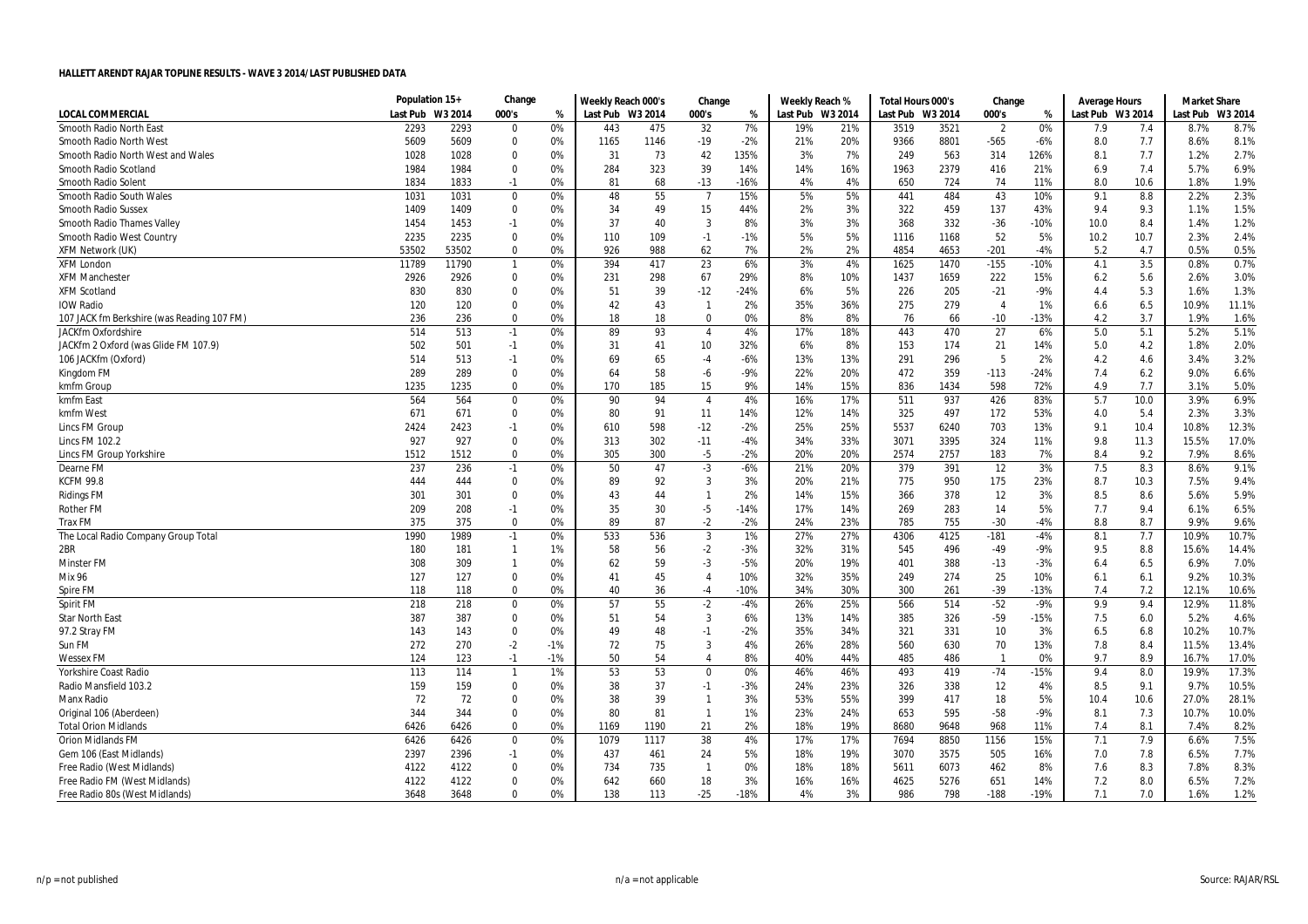**HALLETT ARENDT RAJAR TOPLINE RESULTS - WAVE 3 2014/LAST PUBLISHED DATA**

| | Population 15+ | | Change | | Weekly Reach 000's | | Change | | Weekly Reach % | | Total Hours 000's | | Change | | Average Hours | | Market Share | |
|---|---|---|---|---|---|---|---|---|---|---|---|---|---|---|---|---|---|---|
| LOCAL COMMERCIAL | Last Pub | W3 2014 | 000's | % | Last Pub | W3 2014 | 000's | % | Last Pub | W3 2014 | Last Pub | W3 2014 | 000's | % | Last Pub | W3 2014 | Last Pub | W3 2014 |
| Smooth Radio North East | 2293 | 2293 | 0 | 0% | 443 | 475 | 32 | 7% | 19% | 21% | 3519 | 3521 | 2 | 0% | 7.9 | 7.4 | 8.7% | 8.7% |
| Smooth Radio North West | 5609 | 5609 | 0 | 0% | 1165 | 1146 | -19 | -2% | 21% | 20% | 9366 | 8801 | -565 | -6% | 8.0 | 7.7 | 8.6% | 8.1% |
| Smooth Radio North West and Wales | 1028 | 1028 | 0 | 0% | 31 | 73 | 42 | 135% | 3% | 7% | 249 | 563 | 314 | 126% | 8.1 | 7.7 | 1.2% | 2.7% |
| Smooth Radio Scotland | 1984 | 1984 | 0 | 0% | 284 | 323 | 39 | 14% | 14% | 16% | 1963 | 2379 | 416 | 21% | 6.9 | 7.4 | 5.7% | 6.9% |
| Smooth Radio Solent | 1834 | 1833 | -1 | 0% | 81 | 68 | -13 | -16% | 4% | 4% | 650 | 724 | 74 | 11% | 8.0 | 10.6 | 1.8% | 1.9% |
| Smooth Radio South Wales | 1031 | 1031 | 0 | 0% | 48 | 55 | 7 | 15% | 5% | 5% | 441 | 484 | 43 | 10% | 9.1 | 8.8 | 2.2% | 2.3% |
| Smooth Radio Sussex | 1409 | 1409 | 0 | 0% | 34 | 49 | 15 | 44% | 2% | 3% | 322 | 459 | 137 | 43% | 9.4 | 9.3 | 1.1% | 1.5% |
| Smooth Radio Thames Valley | 1454 | 1453 | -1 | 0% | 37 | 40 | 3 | 8% | 3% | 3% | 368 | 332 | -36 | -10% | 10.0 | 8.4 | 1.4% | 1.2% |
| Smooth Radio West Country | 2235 | 2235 | 0 | 0% | 110 | 109 | -1 | -1% | 5% | 5% | 1116 | 1168 | 52 | 5% | 10.2 | 10.7 | 2.3% | 2.4% |
| XFM Network (UK) | 53502 | 53502 | 0 | 0% | 926 | 988 | 62 | 7% | 2% | 2% | 4854 | 4653 | -201 | -4% | 5.2 | 4.7 | 0.5% | 0.5% |
| XFM London | 11789 | 11790 | 1 | 0% | 394 | 417 | 23 | 6% | 3% | 4% | 1625 | 1470 | -155 | -10% | 4.1 | 3.5 | 0.8% | 0.7% |
| XFM Manchester | 2926 | 2926 | 0 | 0% | 231 | 298 | 67 | 29% | 8% | 10% | 1437 | 1659 | 222 | 15% | 6.2 | 5.6 | 2.6% | 3.0% |
| XFM Scotland | 830 | 830 | 0 | 0% | 51 | 39 | -12 | -24% | 6% | 5% | 226 | 205 | -21 | -9% | 4.4 | 5.3 | 1.6% | 1.3% |
| IOW Radio | 120 | 120 | 0 | 0% | 42 | 43 | 1 | 2% | 35% | 36% | 275 | 279 | 4 | 1% | 6.6 | 6.5 | 10.9% | 11.1% |
| 107 JACK fm Berkshire (was Reading 107 FM) | 236 | 236 | 0 | 0% | 18 | 18 | 0 | 0% | 8% | 8% | 76 | 66 | -10 | -13% | 4.2 | 3.7 | 1.9% | 1.6% |
| JACKfm Oxfordshire | 514 | 513 | -1 | 0% | 89 | 93 | 4 | 4% | 17% | 18% | 443 | 470 | 27 | 6% | 5.0 | 5.1 | 5.2% | 5.1% |
| JACKfm 2 Oxford (was Glide FM 107.9) | 502 | 501 | -1 | 0% | 31 | 41 | 10 | 32% | 6% | 8% | 153 | 174 | 21 | 14% | 5.0 | 4.2 | 1.8% | 2.0% |
| 106 JACKfm (Oxford) | 514 | 513 | -1 | 0% | 69 | 65 | -4 | -6% | 13% | 13% | 291 | 296 | 5 | 2% | 4.2 | 4.6 | 3.4% | 3.2% |
| Kingdom FM | 289 | 289 | 0 | 0% | 64 | 58 | -6 | -9% | 22% | 20% | 472 | 359 | -113 | -24% | 7.4 | 6.2 | 9.0% | 6.6% |
| kmfm Group | 1235 | 1235 | 0 | 0% | 170 | 185 | 15 | 9% | 14% | 15% | 836 | 1434 | 598 | 72% | 4.9 | 7.7 | 3.1% | 5.0% |
| kmfm East | 564 | 564 | 0 | 0% | 90 | 94 | 4 | 4% | 16% | 17% | 511 | 937 | 426 | 83% | 5.7 | 10.0 | 3.9% | 6.9% |
| kmfm West | 671 | 671 | 0 | 0% | 80 | 91 | 11 | 14% | 12% | 14% | 325 | 497 | 172 | 53% | 4.0 | 5.4 | 2.3% | 3.3% |
| Lincs FM Group | 2424 | 2423 | -1 | 0% | 610 | 598 | -12 | -2% | 25% | 25% | 5537 | 6240 | 703 | 13% | 9.1 | 10.4 | 10.8% | 12.3% |
| Lincs FM 102.2 | 927 | 927 | 0 | 0% | 313 | 302 | -11 | -4% | 34% | 33% | 3071 | 3395 | 324 | 11% | 9.8 | 11.3 | 15.5% | 17.0% |
| Lincs FM Group Yorkshire | 1512 | 1512 | 0 | 0% | 305 | 300 | -5 | -2% | 20% | 20% | 2574 | 2757 | 183 | 7% | 8.4 | 9.2 | 7.9% | 8.6% |
| Dearne FM | 237 | 236 | -1 | 0% | 50 | 47 | -3 | -6% | 21% | 20% | 379 | 391 | 12 | 3% | 7.5 | 8.3 | 8.6% | 9.1% |
| KCFM 99.8 | 444 | 444 | 0 | 0% | 89 | 92 | 3 | 3% | 20% | 21% | 775 | 950 | 175 | 23% | 8.7 | 10.3 | 7.5% | 9.4% |
| Ridings FM | 301 | 301 | 0 | 0% | 43 | 44 | 1 | 2% | 14% | 15% | 366 | 378 | 12 | 3% | 8.5 | 8.6 | 5.6% | 5.9% |
| Rother FM | 209 | 208 | -1 | 0% | 35 | 30 | -5 | -14% | 17% | 14% | 269 | 283 | 14 | 5% | 7.7 | 9.4 | 6.1% | 6.5% |
| Trax FM | 375 | 375 | 0 | 0% | 89 | 87 | -2 | -2% | 24% | 23% | 785 | 755 | -30 | -4% | 8.8 | 8.7 | 9.9% | 9.6% |
| The Local Radio Company Group Total | 1990 | 1989 | -1 | 0% | 533 | 536 | 3 | 1% | 27% | 27% | 4306 | 4125 | -181 | -4% | 8.1 | 7.7 | 10.9% | 10.7% |
| 2BR | 180 | 181 | 1 | 1% | 58 | 56 | -2 | -3% | 32% | 31% | 545 | 496 | -49 | -9% | 9.5 | 8.8 | 15.6% | 14.4% |
| Minster FM | 308 | 309 | 1 | 0% | 62 | 59 | -3 | -5% | 20% | 19% | 401 | 388 | -13 | -3% | 6.4 | 6.5 | 6.9% | 7.0% |
| Mix 96 | 127 | 127 | 0 | 0% | 41 | 45 | 4 | 10% | 32% | 35% | 249 | 274 | 25 | 10% | 6.1 | 6.1 | 9.2% | 10.3% |
| Spire FM | 118 | 118 | 0 | 0% | 40 | 36 | -4 | -10% | 34% | 30% | 300 | 261 | -39 | -13% | 7.4 | 7.2 | 12.1% | 10.6% |
| Spirit FM | 218 | 218 | 0 | 0% | 57 | 55 | -2 | -4% | 26% | 25% | 566 | 514 | -52 | -9% | 9.9 | 9.4 | 12.9% | 11.8% |
| Star North East | 387 | 387 | 0 | 0% | 51 | 54 | 3 | 6% | 13% | 14% | 385 | 326 | -59 | -15% | 7.5 | 6.0 | 5.2% | 4.6% |
| 97.2 Stray FM | 143 | 143 | 0 | 0% | 49 | 48 | -1 | -2% | 35% | 34% | 321 | 331 | 10 | 3% | 6.5 | 6.8 | 10.2% | 10.7% |
| Sun FM | 272 | 270 | -2 | -1% | 72 | 75 | 3 | 4% | 26% | 28% | 560 | 630 | 70 | 13% | 7.8 | 8.4 | 11.5% | 13.4% |
| Wessex FM | 124 | 123 | -1 | -1% | 50 | 54 | 4 | 8% | 40% | 44% | 485 | 486 | 1 | 0% | 9.7 | 8.9 | 16.7% | 17.0% |
| Yorkshire Coast Radio | 113 | 114 | 1 | 1% | 53 | 53 | 0 | 0% | 46% | 46% | 493 | 419 | -74 | -15% | 9.4 | 8.0 | 19.9% | 17.3% |
| Radio Mansfield 103.2 | 159 | 159 | 0 | 0% | 38 | 37 | -1 | -3% | 24% | 23% | 326 | 338 | 12 | 4% | 8.5 | 9.1 | 9.7% | 10.5% |
| Manx Radio | 72 | 72 | 0 | 0% | 38 | 39 | 1 | 3% | 53% | 55% | 399 | 417 | 18 | 5% | 10.4 | 10.6 | 27.0% | 28.1% |
| Original 106 (Aberdeen) | 344 | 344 | 0 | 0% | 80 | 81 | 1 | 1% | 23% | 24% | 653 | 595 | -58 | -9% | 8.1 | 7.3 | 10.7% | 10.0% |
| Total Orion Midlands | 6426 | 6426 | 0 | 0% | 1169 | 1190 | 21 | 2% | 18% | 19% | 8680 | 9648 | 968 | 11% | 7.4 | 8.1 | 7.4% | 8.2% |
| Orion Midlands FM | 6426 | 6426 | 0 | 0% | 1079 | 1117 | 38 | 4% | 17% | 17% | 7694 | 8850 | 1156 | 15% | 7.1 | 7.9 | 6.6% | 7.5% |
| Gem 106 (East Midlands) | 2397 | 2396 | -1 | 0% | 437 | 461 | 24 | 5% | 18% | 19% | 3070 | 3575 | 505 | 16% | 7.0 | 7.8 | 6.5% | 7.7% |
| Free Radio (West Midlands) | 4122 | 4122 | 0 | 0% | 734 | 735 | 1 | 0% | 18% | 18% | 5611 | 6073 | 462 | 8% | 7.6 | 8.3 | 7.8% | 8.3% |
| Free Radio FM (West Midlands) | 4122 | 4122 | 0 | 0% | 642 | 660 | 18 | 3% | 16% | 16% | 4625 | 5276 | 651 | 14% | 7.2 | 8.0 | 6.5% | 7.2% |
| Free Radio 80s (West Midlands) | 3648 | 3648 | 0 | 0% | 138 | 113 | -25 | -18% | 4% | 3% | 986 | 798 | -188 | -19% | 7.1 | 7.0 | 1.6% | 1.2% |

n/p = not published n/a = not applicable Source: RAJAR/RSL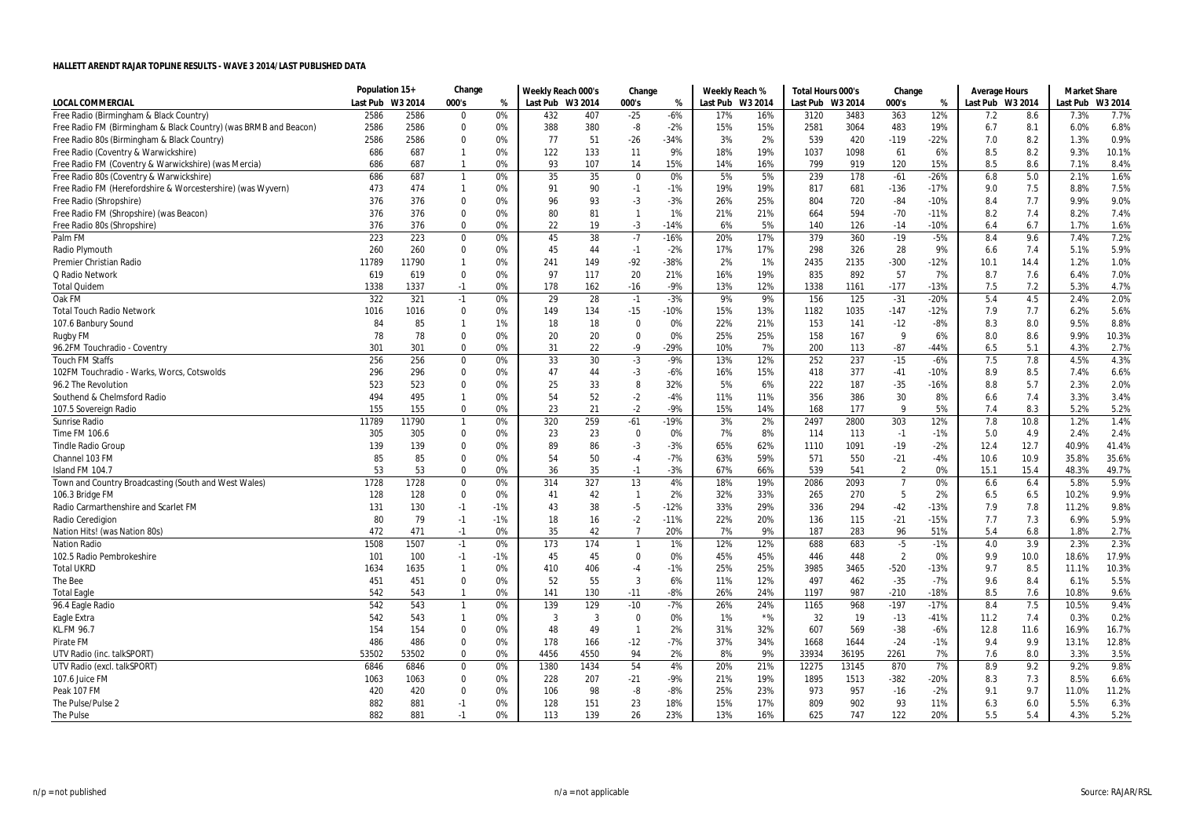**HALLETT ARENDT RAJAR TOPLINE RESULTS - WAVE 3 2014/LAST PUBLISHED DATA**

| LOCAL COMMERCIAL | Population 15+ | | Change | | Weekly Reach 000's | | Change | | Weekly Reach % | | Total Hours 000's | | Change | | Average Hours | | Market Share | |
|---|---|---|---|---|---|---|---|---|---|---|---|---|---|---|---|---|---|---|
| | Last Pub | W3 2014 | 000's | % | Last Pub | W3 2014 | 000's | % | Last Pub | W3 2014 | Last Pub | W3 2014 | 000's | % | Last Pub | W3 2014 | Last Pub | W3 2014 |
| Free Radio (Birmingham & Black Country) | 2586 | 2586 | 0 | 0% | 432 | 407 | -25 | -6% | 17% | 16% | 3120 | 3483 | 363 | 12% | 7.2 | 8.6 | 7.3% | 7.7% |
| Free Radio FM (Birmingham & Black Country) (was BRMB and Beacon) | 2586 | 2586 | 0 | 0% | 388 | 380 | -8 | -2% | 15% | 15% | 2581 | 3064 | 483 | 19% | 6.7 | 8.1 | 6.0% | 6.8% |
| Free Radio 80s (Birmingham & Black Country) | 2586 | 2586 | 0 | 0% | 77 | 51 | -26 | -34% | 3% | 2% | 539 | 420 | -119 | -22% | 7.0 | 8.2 | 1.3% | 0.9% |
| Free Radio (Coventry & Warwickshire) | 686 | 687 | 1 | 0% | 122 | 133 | 11 | 9% | 18% | 19% | 1037 | 1098 | 61 | 6% | 8.5 | 8.2 | 9.3% | 10.1% |
| Free Radio FM (Coventry & Warwickshire) (was Mercia) | 686 | 687 | 1 | 0% | 93 | 107 | 14 | 15% | 14% | 16% | 799 | 919 | 120 | 15% | 8.5 | 8.6 | 7.1% | 8.4% |
| Free Radio 80s (Coventry & Warwickshire) | 686 | 687 | 1 | 0% | 35 | 35 | 0 | 0% | 5% | 5% | 239 | 178 | -61 | -26% | 6.8 | 5.0 | 2.1% | 1.6% |
| Free Radio FM (Herefordshire & Worcestershire) (was Wyvern) | 473 | 474 | 1 | 0% | 91 | 90 | -1 | -1% | 19% | 19% | 817 | 681 | -136 | -17% | 9.0 | 7.5 | 8.8% | 7.5% |
| Free Radio (Shropshire) | 376 | 376 | 0 | 0% | 96 | 93 | -3 | -3% | 26% | 25% | 804 | 720 | -84 | -10% | 8.4 | 7.7 | 9.9% | 9.0% |
| Free Radio FM (Shropshire) (was Beacon) | 376 | 376 | 0 | 0% | 80 | 81 | 1 | 1% | 21% | 21% | 664 | 594 | -70 | -11% | 8.2 | 7.4 | 8.2% | 7.4% |
| Free Radio 80s (Shropshire) | 376 | 376 | 0 | 0% | 22 | 19 | -3 | -14% | 6% | 5% | 140 | 126 | -14 | -10% | 6.4 | 6.7 | 1.7% | 1.6% |
| Palm FM | 223 | 223 | 0 | 0% | 45 | 38 | -7 | -16% | 20% | 17% | 379 | 360 | -19 | -5% | 8.4 | 9.6 | 7.4% | 7.2% |
| Radio Plymouth | 260 | 260 | 0 | 0% | 45 | 44 | -1 | -2% | 17% | 17% | 298 | 326 | 28 | 9% | 6.6 | 7.4 | 5.1% | 5.9% |
| Premier Christian Radio | 11789 | 11790 | 1 | 0% | 241 | 149 | -92 | -38% | 2% | 1% | 2435 | 2135 | -300 | -12% | 10.1 | 14.4 | 1.2% | 1.0% |
| Q Radio Network | 619 | 619 | 0 | 0% | 97 | 117 | 20 | 21% | 16% | 19% | 835 | 892 | 57 | 7% | 8.7 | 7.6 | 6.4% | 7.0% |
| Total Quidem | 1338 | 1337 | -1 | 0% | 178 | 162 | -16 | -9% | 13% | 12% | 1338 | 1161 | -177 | -13% | 7.5 | 7.2 | 5.3% | 4.7% |
| Oak FM | 322 | 321 | -1 | 0% | 29 | 28 | -1 | -3% | 9% | 9% | 156 | 125 | -31 | -20% | 5.4 | 4.5 | 2.4% | 2.0% |
| Total Touch Radio Network | 1016 | 1016 | 0 | 0% | 149 | 134 | -15 | -10% | 15% | 13% | 1182 | 1035 | -147 | -12% | 7.9 | 7.7 | 6.2% | 5.6% |
| 107.6 Banbury Sound | 84 | 85 | 1 | 1% | 18 | 18 | 0 | 0% | 22% | 21% | 153 | 141 | -12 | -8% | 8.3 | 8.0 | 9.5% | 8.8% |
| Rugby FM | 78 | 78 | 0 | 0% | 20 | 20 | 0 | 0% | 25% | 25% | 158 | 167 | 9 | 6% | 8.0 | 8.6 | 9.9% | 10.3% |
| 96.2FM Touchradio - Coventry | 301 | 301 | 0 | 0% | 31 | 22 | -9 | -29% | 10% | 7% | 200 | 113 | -87 | -44% | 6.5 | 5.1 | 4.3% | 2.7% |
| Touch FM Staffs | 256 | 256 | 0 | 0% | 33 | 30 | -3 | -9% | 13% | 12% | 252 | 237 | -15 | -6% | 7.5 | 7.8 | 4.5% | 4.3% |
| 102FM Touchradio - Warks, Worcs, Cotswolds | 296 | 296 | 0 | 0% | 47 | 44 | -3 | -6% | 16% | 15% | 418 | 377 | -41 | -10% | 8.9 | 8.5 | 7.4% | 6.6% |
| 96.2 The Revolution | 523 | 523 | 0 | 0% | 25 | 33 | 8 | 32% | 5% | 6% | 222 | 187 | -35 | -16% | 8.8 | 5.7 | 2.3% | 2.0% |
| Southend & Chelmsford Radio | 494 | 495 | 1 | 0% | 54 | 52 | -2 | -4% | 11% | 11% | 356 | 386 | 30 | 8% | 6.6 | 7.4 | 3.3% | 3.4% |
| 107.5 Sovereign Radio | 155 | 155 | 0 | 0% | 23 | 21 | -2 | -9% | 15% | 14% | 168 | 177 | 9 | 5% | 7.4 | 8.3 | 5.2% | 5.2% |
| Sunrise Radio | 11789 | 11790 | 1 | 0% | 320 | 259 | -61 | -19% | 3% | 2% | 2497 | 2800 | 303 | 12% | 7.8 | 10.8 | 1.2% | 1.4% |
| Time FM 106.6 | 305 | 305 | 0 | 0% | 23 | 23 | 0 | 0% | 7% | 8% | 114 | 113 | -1 | -1% | 5.0 | 4.9 | 2.4% | 2.4% |
| Tindle Radio Group | 139 | 139 | 0 | 0% | 89 | 86 | -3 | -3% | 65% | 62% | 1110 | 1091 | -19 | -2% | 12.4 | 12.7 | 40.9% | 41.4% |
| Channel 103 FM | 85 | 85 | 0 | 0% | 54 | 50 | -4 | -7% | 63% | 59% | 571 | 550 | -21 | -4% | 10.6 | 10.9 | 35.8% | 35.6% |
| Island FM 104.7 | 53 | 53 | 0 | 0% | 36 | 35 | -1 | -3% | 67% | 66% | 539 | 541 | 2 | 0% | 15.1 | 15.4 | 48.3% | 49.7% |
| Town and Country Broadcasting (South and West Wales) | 1728 | 1728 | 0 | 0% | 314 | 327 | 13 | 4% | 18% | 19% | 2086 | 2093 | 7 | 0% | 6.6 | 6.4 | 5.8% | 5.9% |
| 106.3 Bridge FM | 128 | 128 | 0 | 0% | 41 | 42 | 1 | 2% | 32% | 33% | 265 | 270 | 5 | 2% | 6.5 | 6.5 | 10.2% | 9.9% |
| Radio Carmarthenshire and Scarlet FM | 131 | 130 | -1 | -1% | 43 | 38 | -5 | -12% | 33% | 29% | 336 | 294 | -42 | -13% | 7.9 | 7.8 | 11.2% | 9.8% |
| Radio Ceredigion | 80 | 79 | -1 | -1% | 18 | 16 | -2 | -11% | 22% | 20% | 136 | 115 | -21 | -15% | 7.7 | 7.3 | 6.9% | 5.9% |
| Nation Hits! (was Nation 80s) | 472 | 471 | -1 | 0% | 35 | 42 | 7 | 20% | 7% | 9% | 187 | 283 | 96 | 51% | 5.4 | 6.8 | 1.8% | 2.7% |
| Nation Radio | 1508 | 1507 | -1 | 0% | 173 | 174 | 1 | 1% | 12% | 12% | 688 | 683 | -5 | -1% | 4.0 | 3.9 | 2.3% | 2.3% |
| 102.5 Radio Pembrokeshire | 101 | 100 | -1 | -1% | 45 | 45 | 0 | 0% | 45% | 45% | 446 | 448 | 2 | 0% | 9.9 | 10.0 | 18.6% | 17.9% |
| Total UKRD | 1634 | 1635 | 1 | 0% | 410 | 406 | -4 | -1% | 25% | 25% | 3985 | 3465 | -520 | -13% | 9.7 | 8.5 | 11.1% | 10.3% |
| The Bee | 451 | 451 | 0 | 0% | 52 | 55 | 3 | 6% | 11% | 12% | 497 | 462 | -35 | -7% | 9.6 | 8.4 | 6.1% | 5.5% |
| Total Eagle | 542 | 543 | 1 | 0% | 141 | 130 | -11 | -8% | 26% | 24% | 1197 | 987 | -210 | -18% | 8.5 | 7.6 | 10.8% | 9.6% |
| 96.4 Eagle Radio | 542 | 543 | 1 | 0% | 139 | 129 | -10 | -7% | 26% | 24% | 1165 | 968 | -197 | -17% | 8.4 | 7.5 | 10.5% | 9.4% |
| Eagle Extra | 542 | 543 | 1 | 0% | 3 | 3 | 0 | 0% | 1% | *% | 32 | 19 | -13 | -41% | 11.2 | 7.4 | 0.3% | 0.2% |
| KL.FM 96.7 | 154 | 154 | 0 | 0% | 48 | 49 | 1 | 2% | 31% | 32% | 607 | 569 | -38 | -6% | 12.8 | 11.6 | 16.9% | 16.7% |
| Pirate FM | 486 | 486 | 0 | 0% | 178 | 166 | -12 | -7% | 37% | 34% | 1668 | 1644 | -24 | -1% | 9.4 | 9.9 | 13.1% | 12.8% |
| UTV Radio (inc. talkSPORT) | 53502 | 53502 | 0 | 0% | 4456 | 4550 | 94 | 2% | 8% | 9% | 33934 | 36195 | 2261 | 7% | 7.6 | 8.0 | 3.3% | 3.5% |
| UTV Radio (excl. talkSPORT) | 6846 | 6846 | 0 | 0% | 1380 | 1434 | 54 | 4% | 20% | 21% | 12275 | 13145 | 870 | 7% | 8.9 | 9.2 | 9.2% | 9.8% |
| 107.6 Juice FM | 1063 | 1063 | 0 | 0% | 228 | 207 | -21 | -9% | 21% | 19% | 1895 | 1513 | -382 | -20% | 8.3 | 7.3 | 8.5% | 6.6% |
| Peak 107 FM | 420 | 420 | 0 | 0% | 106 | 98 | -8 | -8% | 25% | 23% | 973 | 957 | -16 | -2% | 9.1 | 9.7 | 11.0% | 11.2% |
| The Pulse/Pulse 2 | 882 | 881 | -1 | 0% | 128 | 151 | 23 | 18% | 15% | 17% | 809 | 902 | 93 | 11% | 6.3 | 6.0 | 5.5% | 6.3% |
| The Pulse | 882 | 881 | -1 | 0% | 113 | 139 | 26 | 23% | 13% | 16% | 625 | 747 | 122 | 20% | 5.5 | 5.4 | 4.3% | 5.2% |

n/p = not published — n/a = not applicable — Source: RAJAR/RSL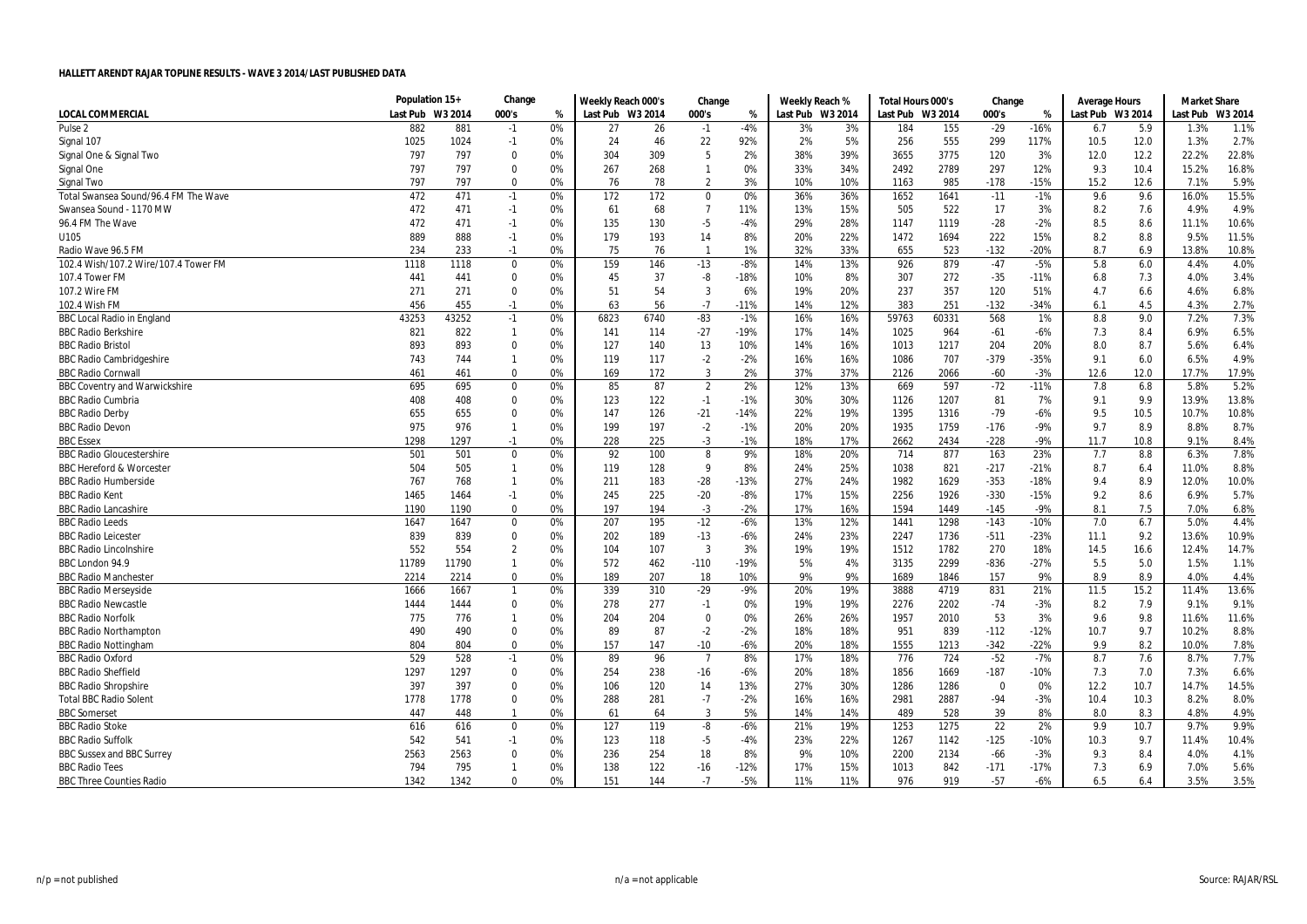## HALLETT ARENDT RAJAR TOPLINE RESULTS - WAVE 3 2014/LAST PUBLISHED DATA

| | Population 15+ | | Change | | Weekly Reach 000's | | Change | | Weekly Reach % | | Total Hours 000's | | Change | | Average Hours | | Market Share | |
|---|---|---|---|---|---|---|---|---|---|---|---|---|---|---|---|---|---|---|
| LOCAL COMMERCIAL | Last Pub | W3 2014 | 000's | % | Last Pub | W3 2014 | 000's | % | Last Pub | W3 2014 | Last Pub | W3 2014 | 000's | % | Last Pub | W3 2014 | Last Pub | W3 2014 |
| Pulse 2 | 882 | 881 | -1 | 0% | 27 | 26 | -1 | -4% | 3% | 3% | 184 | 155 | -29 | -16% | 6.7 | 5.9 | 1.3% | 1.1% |
| Signal 107 | 1025 | 1024 | -1 | 0% | 24 | 46 | 22 | 92% | 2% | 5% | 256 | 555 | 299 | 117% | 10.5 | 12.0 | 1.3% | 2.7% |
| Signal One & Signal Two | 797 | 797 | 0 | 0% | 304 | 309 | 5 | 2% | 38% | 39% | 3655 | 3775 | 120 | 3% | 12.0 | 12.2 | 22.2% | 22.8% |
| Signal One | 797 | 797 | 0 | 0% | 267 | 268 | 1 | 0% | 33% | 34% | 2492 | 2789 | 297 | 12% | 9.3 | 10.4 | 15.2% | 16.8% |
| Signal Two | 797 | 797 | 0 | 0% | 76 | 78 | 2 | 3% | 10% | 10% | 1163 | 985 | -178 | -15% | 15.2 | 12.6 | 7.1% | 5.9% |
| Total Swansea Sound/96.4 FM The Wave | 472 | 471 | -1 | 0% | 172 | 172 | 0 | 0% | 36% | 36% | 1652 | 1641 | -11 | -1% | 9.6 | 9.6 | 16.0% | 15.5% |
| Swansea Sound - 1170 MW | 472 | 471 | -1 | 0% | 61 | 68 | 7 | 11% | 13% | 15% | 505 | 522 | 17 | 3% | 8.2 | 7.6 | 4.9% | 4.9% |
| 96.4 FM The Wave | 472 | 471 | -1 | 0% | 135 | 130 | -5 | -4% | 29% | 28% | 1147 | 1119 | -28 | -2% | 8.5 | 8.6 | 11.1% | 10.6% |
| U105 | 889 | 888 | -1 | 0% | 179 | 193 | 14 | 8% | 20% | 22% | 1472 | 1694 | 222 | 15% | 8.2 | 8.8 | 9.5% | 11.5% |
| Radio Wave 96.5 FM | 234 | 233 | -1 | 0% | 75 | 76 | 1 | 1% | 32% | 33% | 655 | 523 | -132 | -20% | 8.7 | 6.9 | 13.8% | 10.8% |
| 102.4 Wish/107.2 Wire/107.4 Tower FM | 1118 | 1118 | 0 | 0% | 159 | 146 | -13 | -8% | 14% | 13% | 926 | 879 | -47 | -5% | 5.8 | 6.0 | 4.4% | 4.0% |
| 107.4 Tower FM | 441 | 441 | 0 | 0% | 45 | 37 | -8 | -18% | 10% | 8% | 307 | 272 | -35 | -11% | 6.8 | 7.3 | 4.0% | 3.4% |
| 107.2 Wire FM | 271 | 271 | 0 | 0% | 51 | 54 | 3 | 6% | 19% | 20% | 237 | 357 | 120 | 51% | 4.7 | 6.6 | 4.6% | 6.8% |
| 102.4 Wish FM | 456 | 455 | -1 | 0% | 63 | 56 | -7 | -11% | 14% | 12% | 383 | 251 | -132 | -34% | 6.1 | 4.5 | 4.3% | 2.7% |
| BBC Local Radio in England | 43253 | 43252 | -1 | 0% | 6823 | 6740 | -83 | -1% | 16% | 16% | 59763 | 60331 | 568 | 1% | 8.8 | 9.0 | 7.2% | 7.3% |
| BBC Radio Berkshire | 821 | 822 | 1 | 0% | 141 | 114 | -27 | -19% | 17% | 14% | 1025 | 964 | -61 | -6% | 7.3 | 8.4 | 6.9% | 6.5% |
| BBC Radio Bristol | 893 | 893 | 0 | 0% | 127 | 140 | 13 | 10% | 14% | 16% | 1013 | 1217 | 204 | 20% | 8.0 | 8.7 | 5.6% | 6.4% |
| BBC Radio Cambridgeshire | 743 | 744 | 1 | 0% | 119 | 117 | -2 | -2% | 16% | 16% | 1086 | 707 | -379 | -35% | 9.1 | 6.0 | 6.5% | 4.9% |
| BBC Radio Cornwall | 461 | 461 | 0 | 0% | 169 | 172 | 3 | 2% | 37% | 37% | 2126 | 2066 | -60 | -3% | 12.6 | 12.0 | 17.7% | 17.9% |
| BBC Coventry and Warwickshire | 695 | 695 | 0 | 0% | 85 | 87 | 2 | 2% | 12% | 13% | 669 | 597 | -72 | -11% | 7.8 | 6.8 | 5.8% | 5.2% |
| BBC Radio Cumbria | 408 | 408 | 0 | 0% | 123 | 122 | -1 | -1% | 30% | 30% | 1126 | 1207 | 81 | 7% | 9.1 | 9.9 | 13.9% | 13.8% |
| BBC Radio Derby | 655 | 655 | 0 | 0% | 147 | 126 | -21 | -14% | 22% | 19% | 1395 | 1316 | -79 | -6% | 9.5 | 10.5 | 10.7% | 10.8% |
| BBC Radio Devon | 975 | 976 | 1 | 0% | 199 | 197 | -2 | -1% | 20% | 20% | 1935 | 1759 | -176 | -9% | 9.7 | 8.9 | 8.8% | 8.7% |
| BBC Essex | 1298 | 1297 | -1 | 0% | 228 | 225 | -3 | -1% | 18% | 17% | 2662 | 2434 | -228 | -9% | 11.7 | 10.8 | 9.1% | 8.4% |
| BBC Radio Gloucestershire | 501 | 501 | 0 | 0% | 92 | 100 | 8 | 9% | 18% | 20% | 714 | 877 | 163 | 23% | 7.7 | 8.8 | 6.3% | 7.8% |
| BBC Hereford & Worcester | 504 | 505 | 1 | 0% | 119 | 128 | 9 | 8% | 24% | 25% | 1038 | 821 | -217 | -21% | 8.7 | 6.4 | 11.0% | 8.8% |
| BBC Radio Humberside | 767 | 768 | 1 | 0% | 211 | 183 | -28 | -13% | 27% | 24% | 1982 | 1629 | -353 | -18% | 9.4 | 8.9 | 12.0% | 10.0% |
| BBC Radio Kent | 1465 | 1464 | -1 | 0% | 245 | 225 | -20 | -8% | 17% | 15% | 2256 | 1926 | -330 | -15% | 9.2 | 8.6 | 6.9% | 5.7% |
| BBC Radio Lancashire | 1190 | 1190 | 0 | 0% | 197 | 194 | -3 | -2% | 17% | 16% | 1594 | 1449 | -145 | -9% | 8.1 | 7.5 | 7.0% | 6.8% |
| BBC Radio Leeds | 1647 | 1647 | 0 | 0% | 207 | 195 | -12 | -6% | 13% | 12% | 1441 | 1298 | -143 | -10% | 7.0 | 6.7 | 5.0% | 4.4% |
| BBC Radio Leicester | 839 | 839 | 0 | 0% | 202 | 189 | -13 | -6% | 24% | 23% | 2247 | 1736 | -511 | -23% | 11.1 | 9.2 | 13.6% | 10.9% |
| BBC Radio Lincolnshire | 552 | 554 | 2 | 0% | 104 | 107 | 3 | 3% | 19% | 19% | 1512 | 1782 | 270 | 18% | 14.5 | 16.6 | 12.4% | 14.7% |
| BBC London 94.9 | 11789 | 11790 | 1 | 0% | 572 | 462 | -110 | -19% | 5% | 4% | 3135 | 2299 | -836 | -27% | 5.5 | 5.0 | 1.5% | 1.1% |
| BBC Radio Manchester | 2214 | 2214 | 0 | 0% | 189 | 207 | 18 | 10% | 9% | 9% | 1689 | 1846 | 157 | 9% | 8.9 | 8.9 | 4.0% | 4.4% |
| BBC Radio Merseyside | 1666 | 1667 | 1 | 0% | 339 | 310 | -29 | -9% | 20% | 19% | 3888 | 4719 | 831 | 21% | 11.5 | 15.2 | 11.4% | 13.6% |
| BBC Radio Newcastle | 1444 | 1444 | 0 | 0% | 278 | 277 | -1 | 0% | 19% | 19% | 2276 | 2202 | -74 | -3% | 8.2 | 7.9 | 9.1% | 9.1% |
| BBC Radio Norfolk | 775 | 776 | 1 | 0% | 204 | 204 | 0 | 0% | 26% | 26% | 1957 | 2010 | 53 | 3% | 9.6 | 9.8 | 11.6% | 11.6% |
| BBC Radio Northampton | 490 | 490 | 0 | 0% | 89 | 87 | -2 | -2% | 18% | 18% | 951 | 839 | -112 | -12% | 10.7 | 9.7 | 10.2% | 8.8% |
| BBC Radio Nottingham | 804 | 804 | 0 | 0% | 157 | 147 | -10 | -6% | 20% | 18% | 1555 | 1213 | -342 | -22% | 9.9 | 8.2 | 10.0% | 7.8% |
| BBC Radio Oxford | 529 | 528 | -1 | 0% | 89 | 96 | 7 | 8% | 17% | 18% | 776 | 724 | -52 | -7% | 8.7 | 7.6 | 8.7% | 7.7% |
| BBC Radio Sheffield | 1297 | 1297 | 0 | 0% | 254 | 238 | -16 | -6% | 20% | 18% | 1856 | 1669 | -187 | -10% | 7.3 | 7.0 | 7.3% | 6.6% |
| BBC Radio Shropshire | 397 | 397 | 0 | 0% | 106 | 120 | 14 | 13% | 27% | 30% | 1286 | 1286 | 0 | 0% | 12.2 | 10.7 | 14.7% | 14.5% |
| Total BBC Radio Solent | 1778 | 1778 | 0 | 0% | 288 | 281 | -7 | -2% | 16% | 16% | 2981 | 2887 | -94 | -3% | 10.4 | 10.3 | 8.2% | 8.0% |
| BBC Somerset | 447 | 448 | 1 | 0% | 61 | 64 | 3 | 5% | 14% | 14% | 489 | 528 | 39 | 8% | 8.0 | 8.3 | 4.8% | 4.9% |
| BBC Radio Stoke | 616 | 616 | 0 | 0% | 127 | 119 | -8 | -6% | 21% | 19% | 1253 | 1275 | 22 | 2% | 9.9 | 10.7 | 9.7% | 9.9% |
| BBC Radio Suffolk | 542 | 541 | -1 | 0% | 123 | 118 | -5 | -4% | 23% | 22% | 1267 | 1142 | -125 | -10% | 10.3 | 9.7 | 11.4% | 10.4% |
| BBC Sussex and BBC Surrey | 2563 | 2563 | 0 | 0% | 236 | 254 | 18 | 8% | 9% | 10% | 2200 | 2134 | -66 | -3% | 9.3 | 8.4 | 4.0% | 4.1% |
| BBC Radio Tees | 794 | 795 | 1 | 0% | 138 | 122 | -16 | -12% | 17% | 15% | 1013 | 842 | -171 | -17% | 7.3 | 6.9 | 7.0% | 5.6% |
| BBC Three Counties Radio | 1342 | 1342 | 0 | 0% | 151 | 144 | -7 | -5% | 11% | 11% | 976 | 919 | -57 | -6% | 6.5 | 6.4 | 3.5% | 3.5% |

n/p = not published | n/a = not applicable | Source: RAJAR/RSL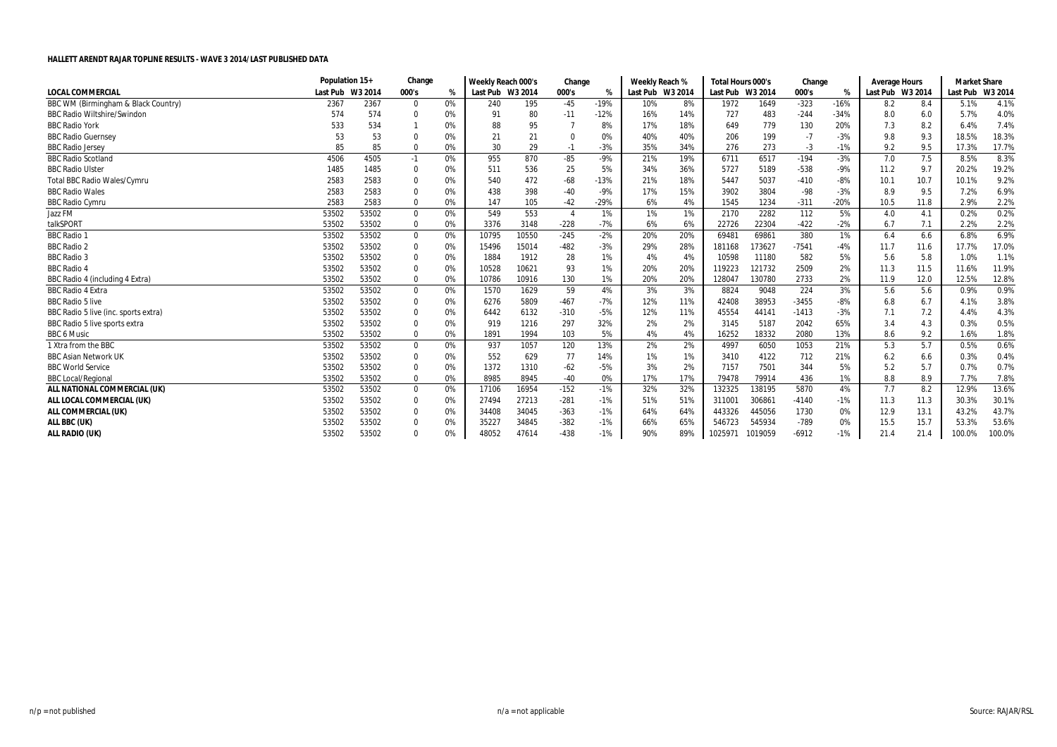**HALLETT ARENDT RAJAR TOPLINE RESULTS - WAVE 3 2014/LAST PUBLISHED DATA**

| | Population 15+ | | Change | | Weekly Reach 000's | | Change | | Weekly Reach % | | Total Hours 000's | | Change | | Average Hours | | Market Share | |
|---|---|---|---|---|---|---|---|---|---|---|---|---|---|---|---|---|---|---|
| **LOCAL COMMERCIAL** | Last Pub | W3 2014 | 000's | % | Last Pub | W3 2014 | 000's | % | Last Pub | W3 2014 | Last Pub | W3 2014 | 000's | % | Last Pub | W3 2014 | Last Pub | W3 2014 |
| BBC WM (Birmingham & Black Country) | 2367 | 2367 | 0 | 0% | 240 | 195 | -45 | -19% | 10% | 8% | 1972 | 1649 | -323 | -16% | 8.2 | 8.4 | 5.1% | 4.1% |
| BBC Radio Wiltshire/Swindon | 574 | 574 | 0 | 0% | 91 | 80 | -11 | -12% | 16% | 14% | 727 | 483 | -244 | -34% | 8.0 | 6.0 | 5.7% | 4.0% |
| BBC Radio York | 533 | 534 | 1 | 0% | 88 | 95 | 7 | 8% | 17% | 18% | 649 | 779 | 130 | 20% | 7.3 | 8.2 | 6.4% | 7.4% |
| BBC Radio Guernsey | 53 | 53 | 0 | 0% | 21 | 21 | 0 | 0% | 40% | 40% | 206 | 199 | -7 | -3% | 9.8 | 9.3 | 18.5% | 18.3% |
| BBC Radio Jersey | 85 | 85 | 0 | 0% | 30 | 29 | -1 | -3% | 35% | 34% | 276 | 273 | -3 | -1% | 9.2 | 9.5 | 17.3% | 17.7% |
| BBC Radio Scotland | 4506 | 4505 | -1 | 0% | 955 | 870 | -85 | -9% | 21% | 19% | 6711 | 6517 | -194 | -3% | 7.0 | 7.5 | 8.5% | 8.3% |
| BBC Radio Ulster | 1485 | 1485 | 0 | 0% | 511 | 536 | 25 | 5% | 34% | 36% | 5727 | 5189 | -538 | -9% | 11.2 | 9.7 | 20.2% | 19.2% |
| Total BBC Radio Wales/Cymru | 2583 | 2583 | 0 | 0% | 540 | 472 | -68 | -13% | 21% | 18% | 5447 | 5037 | -410 | -8% | 10.1 | 10.7 | 10.1% | 9.2% |
| BBC Radio Wales | 2583 | 2583 | 0 | 0% | 438 | 398 | -40 | -9% | 17% | 15% | 3902 | 3804 | -98 | -3% | 8.9 | 9.5 | 7.2% | 6.9% |
| BBC Radio Cymru | 2583 | 2583 | 0 | 0% | 147 | 105 | -42 | -29% | 6% | 4% | 1545 | 1234 | -311 | -20% | 10.5 | 11.8 | 2.9% | 2.2% |
| Jazz FM | 53502 | 53502 | 0 | 0% | 549 | 553 | 4 | 1% | 1% | 1% | 2170 | 2282 | 112 | 5% | 4.0 | 4.1 | 0.2% | 0.2% |
| talkSPORT | 53502 | 53502 | 0 | 0% | 3376 | 3148 | -228 | -7% | 6% | 6% | 22726 | 22304 | -422 | -2% | 6.7 | 7.1 | 2.2% | 2.2% |
| BBC Radio 1 | 53502 | 53502 | 0 | 0% | 10795 | 10550 | -245 | -2% | 20% | 20% | 69481 | 69861 | 380 | 1% | 6.4 | 6.6 | 6.8% | 6.9% |
| BBC Radio 2 | 53502 | 53502 | 0 | 0% | 15496 | 15014 | -482 | -3% | 29% | 28% | 181168 | 173627 | -7541 | -4% | 11.7 | 11.6 | 17.7% | 17.0% |
| BBC Radio 3 | 53502 | 53502 | 0 | 0% | 1884 | 1912 | 28 | 1% | 4% | 4% | 10598 | 11180 | 582 | 5% | 5.6 | 5.8 | 1.0% | 1.1% |
| BBC Radio 4 | 53502 | 53502 | 0 | 0% | 10528 | 10621 | 93 | 1% | 20% | 20% | 119223 | 121732 | 2509 | 2% | 11.3 | 11.5 | 11.6% | 11.9% |
| BBC Radio 4 (including 4 Extra) | 53502 | 53502 | 0 | 0% | 10786 | 10916 | 130 | 1% | 20% | 20% | 128047 | 130780 | 2733 | 2% | 11.9 | 12.0 | 12.5% | 12.8% |
| BBC Radio 4 Extra | 53502 | 53502 | 0 | 0% | 1570 | 1629 | 59 | 4% | 3% | 3% | 8824 | 9048 | 224 | 3% | 5.6 | 5.6 | 0.9% | 0.9% |
| BBC Radio 5 live | 53502 | 53502 | 0 | 0% | 6276 | 5809 | -467 | -7% | 12% | 11% | 42408 | 38953 | -3455 | -8% | 6.8 | 6.7 | 4.1% | 3.8% |
| BBC Radio 5 live (inc. sports extra) | 53502 | 53502 | 0 | 0% | 6442 | 6132 | -310 | -5% | 12% | 11% | 45554 | 44141 | -1413 | -3% | 7.1 | 7.2 | 4.4% | 4.3% |
| BBC Radio 5 live sports extra | 53502 | 53502 | 0 | 0% | 919 | 1216 | 297 | 32% | 2% | 2% | 3145 | 5187 | 2042 | 65% | 3.4 | 4.3 | 0.3% | 0.5% |
| BBC 6 Music | 53502 | 53502 | 0 | 0% | 1891 | 1994 | 103 | 5% | 4% | 4% | 16252 | 18332 | 2080 | 13% | 8.6 | 9.2 | 1.6% | 1.8% |
| 1 Xtra from the BBC | 53502 | 53502 | 0 | 0% | 937 | 1057 | 120 | 13% | 2% | 2% | 4997 | 6050 | 1053 | 21% | 5.3 | 5.7 | 0.5% | 0.6% |
| BBC Asian Network UK | 53502 | 53502 | 0 | 0% | 552 | 629 | 77 | 14% | 1% | 1% | 3410 | 4122 | 712 | 21% | 6.2 | 6.6 | 0.3% | 0.4% |
| BBC World Service | 53502 | 53502 | 0 | 0% | 1372 | 1310 | -62 | -5% | 3% | 2% | 7157 | 7501 | 344 | 5% | 5.2 | 5.7 | 0.7% | 0.7% |
| BBC Local/Regional | 53502 | 53502 | 0 | 0% | 8985 | 8945 | -40 | 0% | 17% | 17% | 79478 | 79914 | 436 | 1% | 8.8 | 8.9 | 7.7% | 7.8% |
| **ALL NATIONAL COMMERCIAL (UK)** | 53502 | 53502 | 0 | 0% | 17106 | 16954 | -152 | -1% | 32% | 32% | 132325 | 138195 | 5870 | 4% | 7.7 | 8.2 | 12.9% | 13.6% |
| **ALL LOCAL COMMERCIAL (UK)** | 53502 | 53502 | 0 | 0% | 27494 | 27213 | -281 | -1% | 51% | 51% | 311001 | 306861 | -4140 | -1% | 11.3 | 11.3 | 30.3% | 30.1% |
| **ALL COMMERCIAL (UK)** | 53502 | 53502 | 0 | 0% | 34408 | 34045 | -363 | -1% | 64% | 64% | 443326 | 445056 | 1730 | 0% | 12.9 | 13.1 | 43.2% | 43.7% |
| **ALL BBC (UK)** | 53502 | 53502 | 0 | 0% | 35227 | 34845 | -382 | -1% | 66% | 65% | 546723 | 545934 | -789 | 0% | 15.5 | 15.7 | 53.3% | 53.6% |
| **ALL RADIO (UK)** | 53502 | 53502 | 0 | 0% | 48052 | 47614 | -438 | -1% | 90% | 89% | 1025971 | 1019059 | -6912 | -1% | 21.4 | 21.4 | 100.0% | 100.0% |

n/p = not published

n/a = not applicable

Source: RAJAR/RSL